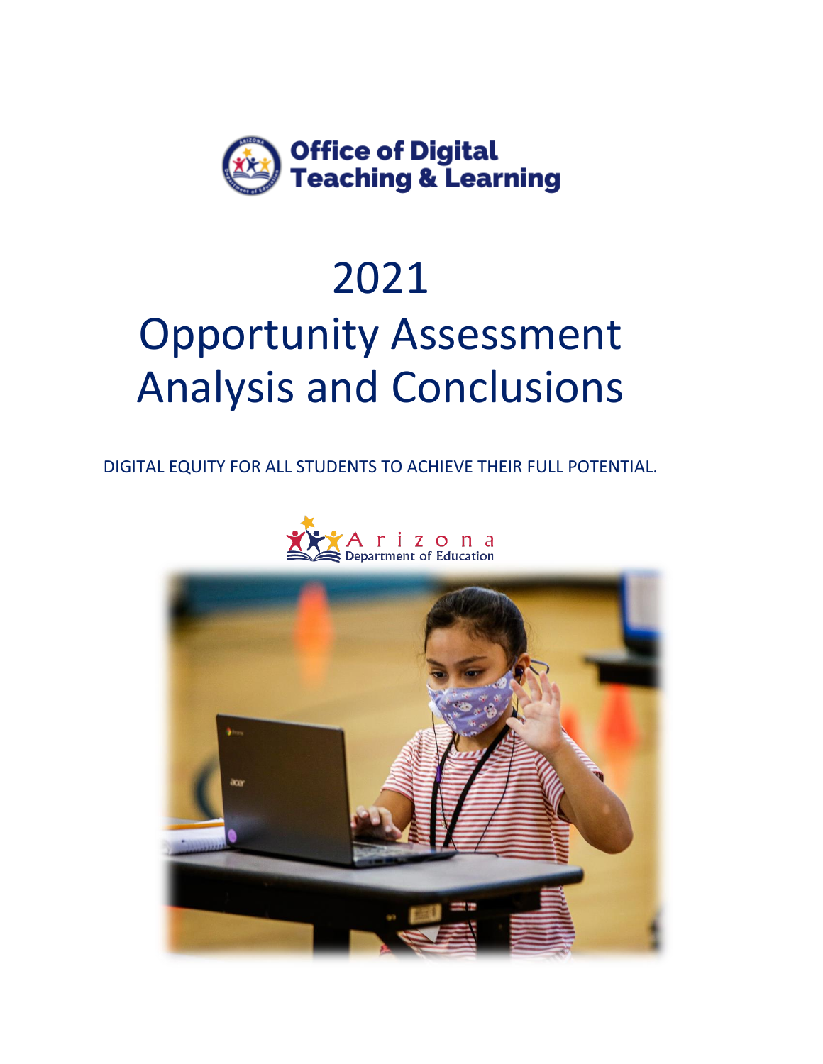Office of Digital Teaching & Learning

# 2021 Opportunity Assessment Analysis and Conclusions

DIGITAL EQUITY FOR ALL STUDENTS TO ACHIEVE THEIR FULL POTENTIAL.

Arizona Department of Education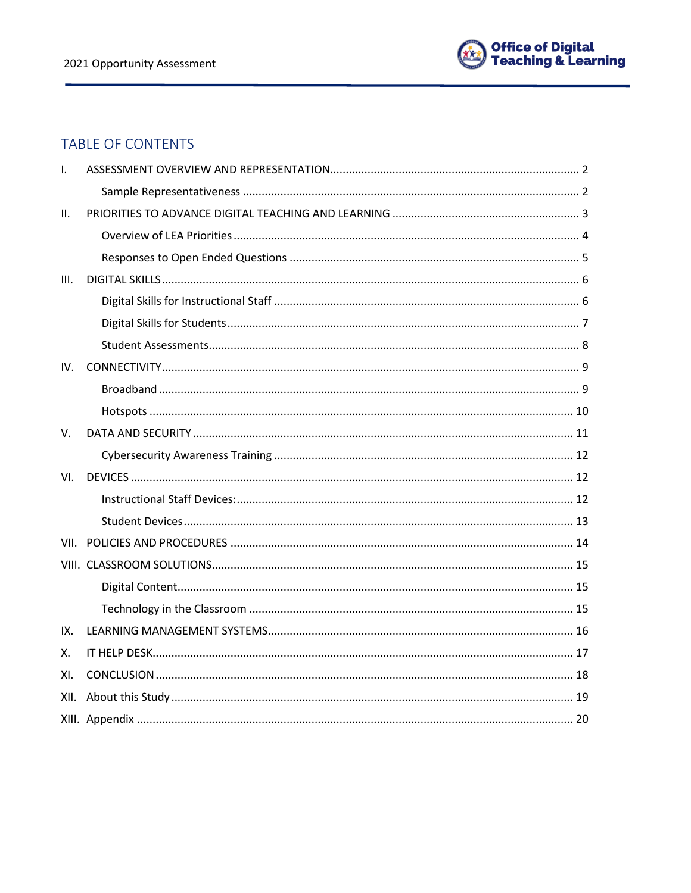## TABLE OF CONTENTS

I. ASSESSMENT OVERVIEW AND REPRESENTATION ... 2
- Sample Representativeness ... 2

II. PRIORITIES TO ADVANCE DIGITAL TEACHING AND LEARNING ... 3
- Overview of LEA Priorities ... 4
- Responses to Open Ended Questions ... 5

III. DIGITAL SKILLS ... 6
- Digital Skills for Instructional Staff ... 6
- Digital Skills for Students ... 7
- Student Assessments ... 8

IV. CONNECTIVITY ... 9
- Broadband ... 9
- Hotspots ... 10

V. DATA AND SECURITY ... 11
- Cybersecurity Awareness Training ... 12

VI. DEVICES ... 12
- Instructional Staff Devices: ... 12
- Student Devices ... 13

VII. POLICIES AND PROCEDURES ... 14

VIII. CLASSROOM SOLUTIONS ... 15
- Digital Content ... 15
- Technology in the Classroom ... 15

IX. LEARNING MANAGEMENT SYSTEMS ... 16

X. IT HELP DESK ... 17

XI. CONCLUSION ... 18

XII. About this Study ... 19

XIII. Appendix ... 20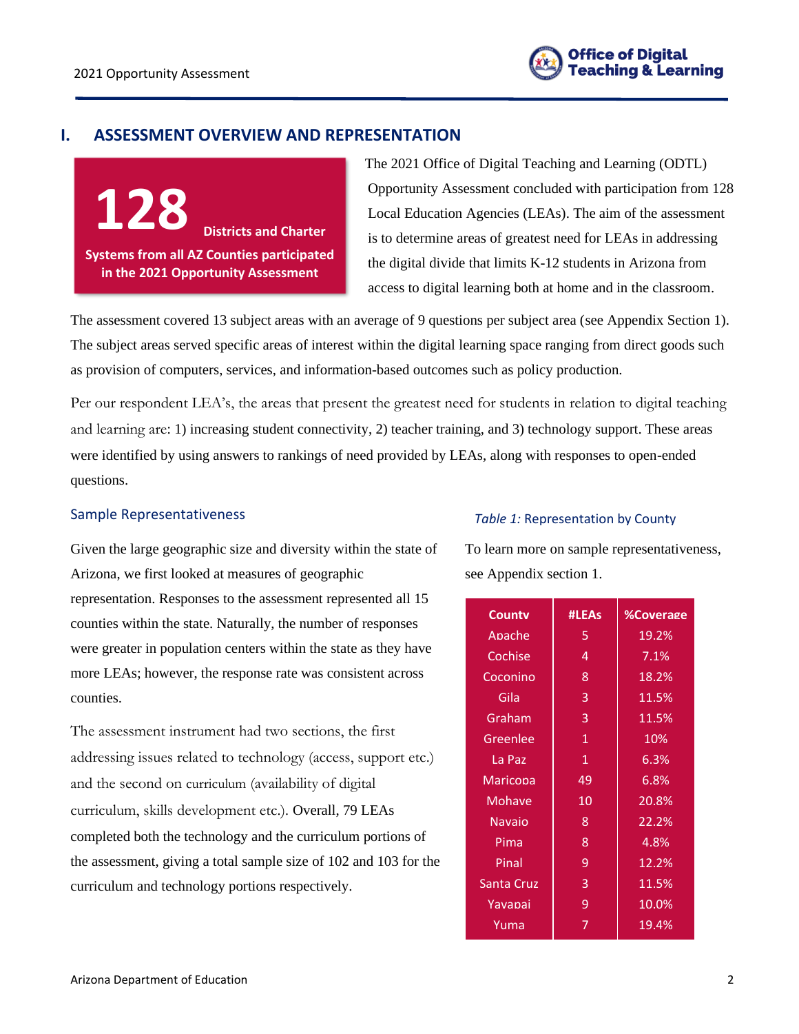## I. ASSESSMENT OVERVIEW AND REPRESENTATION

**128** **Districts and Charter Systems from all AZ Counties participated in the 2021 Opportunity Assessment**

The 2021 Office of Digital Teaching and Learning (ODTL) Opportunity Assessment concluded with participation from 128 Local Education Agencies (LEAs). The aim of the assessment is to determine areas of greatest need for LEAs in addressing the digital divide that limits K-12 students in Arizona from access to digital learning both at home and in the classroom.

The assessment covered 13 subject areas with an average of 9 questions per subject area (see Appendix Section 1). The subject areas served specific areas of interest within the digital learning space ranging from direct goods such as provision of computers, services, and information-based outcomes such as policy production.

Per our respondent LEA's, the areas that present the greatest need for students in relation to digital teaching and learning are: 1) increasing student connectivity, 2) teacher training, and 3) technology support. These areas were identified by using answers to rankings of need provided by LEAs, along with responses to open-ended questions.

### Sample Representativeness

Given the large geographic size and diversity within the state of Arizona, we first looked at measures of geographic representation. Responses to the assessment represented all 15 counties within the state. Naturally, the number of responses were greater in population centers within the state as they have more LEAs; however, the response rate was consistent across counties.

The assessment instrument had two sections, the first addressing issues related to technology (access, support etc.) and the second on curriculum (availability of digital curriculum, skills development etc.). Overall, 79 LEAs completed both the technology and the curriculum portions of the assessment, giving a total sample size of 102 and 103 for the curriculum and technology portions respectively.

*Table 1:* Representation by County

To learn more on sample representativeness, see Appendix section 1.

| County | #LEAs | %Coverage |
|---|---|---|
| Apache | 5 | 19.2% |
| Cochise | 4 | 7.1% |
| Coconino | 8 | 18.2% |
| Gila | 3 | 11.5% |
| Graham | 3 | 11.5% |
| Greenlee | 1 | 10% |
| La Paz | 1 | 6.3% |
| Maricopa | 49 | 6.8% |
| Mohave | 10 | 20.8% |
| Navajo | 8 | 22.2% |
| Pima | 8 | 4.8% |
| Pinal | 9 | 12.2% |
| Santa Cruz | 3 | 11.5% |
| Yavapai | 9 | 10.0% |
| Yuma | 7 | 19.4% |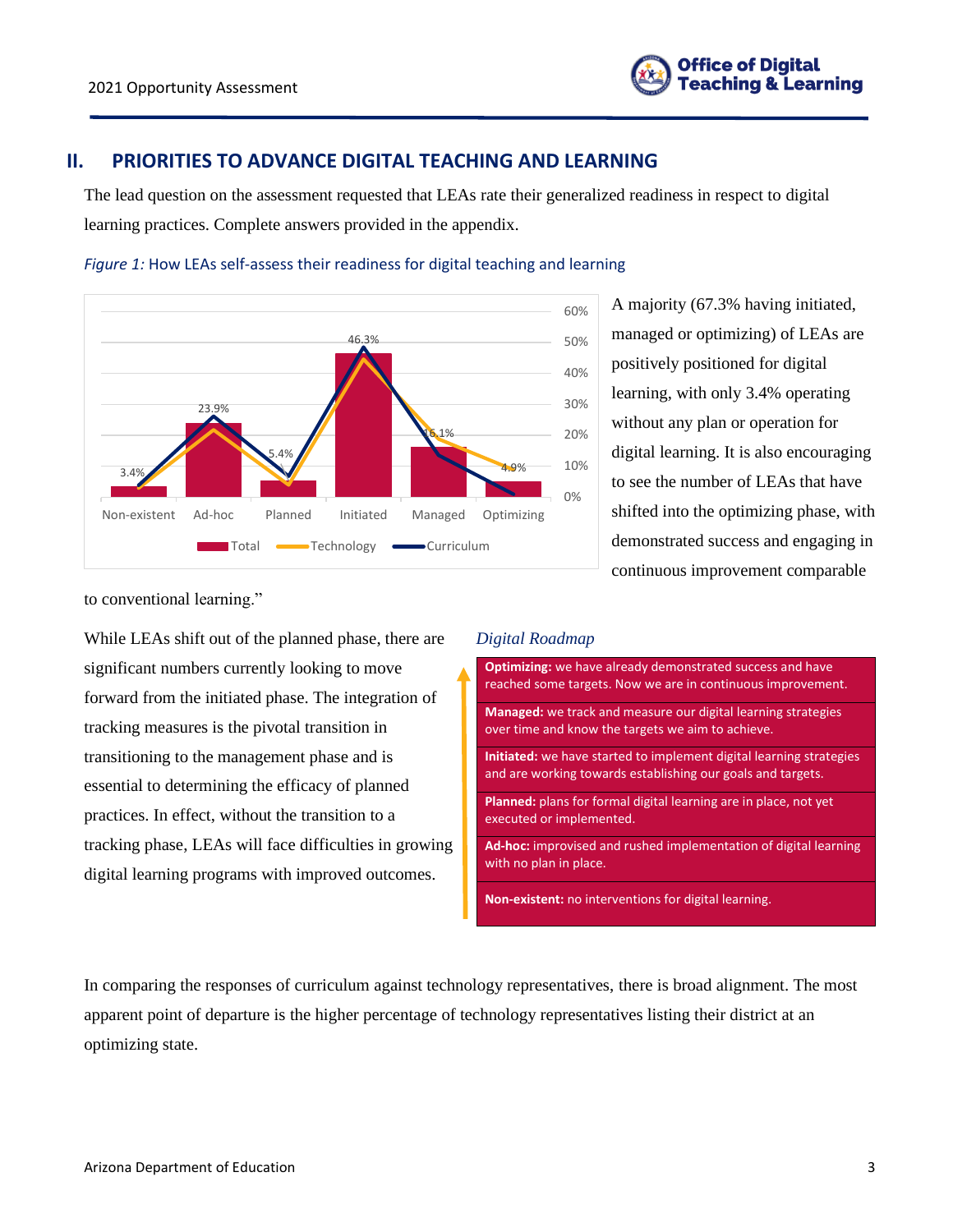## II. PRIORITIES TO ADVANCE DIGITAL TEACHING AND LEARNING

The lead question on the assessment requested that LEAs rate their generalized readiness in respect to digital learning practices. Complete answers provided in the appendix.

*Figure 1:* How LEAs self-assess their readiness for digital teaching and learning

| | Non-existent | Ad-hoc | Planned | Initiated | Managed | Optimizing |
|---|---|---|---|---|---|---|
| Total | 3.4% | 23.9% | 5.4% | 46.3% | 16.1% | 4.9% |

A majority (67.3% having initiated, managed or optimizing) of LEAs are positively positioned for digital learning, with only 3.4% operating without any plan or operation for digital learning. It is also encouraging to see the number of LEAs that have shifted into the optimizing phase, with demonstrated success and engaging in continuous improvement comparable to conventional learning."

While LEAs shift out of the planned phase, there are significant numbers currently looking to move forward from the initiated phase. The integration of tracking measures is the pivotal transition in transitioning to the management phase and is essential to determining the efficacy of planned practices. In effect, without the transition to a tracking phase, LEAs will face difficulties in growing digital learning programs with improved outcomes.

*Digital Roadmap*

- **Optimizing:** we have already demonstrated success and have reached some targets. Now we are in continuous improvement.
- **Managed:** we track and measure our digital learning strategies over time and know the targets we aim to achieve.
- **Initiated:** we have started to implement digital learning strategies and are working towards establishing our goals and targets.
- **Planned:** plans for formal digital learning are in place, not yet executed or implemented.
- **Ad-hoc:** improvised and rushed implementation of digital learning with no plan in place.
- **Non-existent:** no interventions for digital learning.

In comparing the responses of curriculum against technology representatives, there is broad alignment. The most apparent point of departure is the higher percentage of technology representatives listing their district at an optimizing state.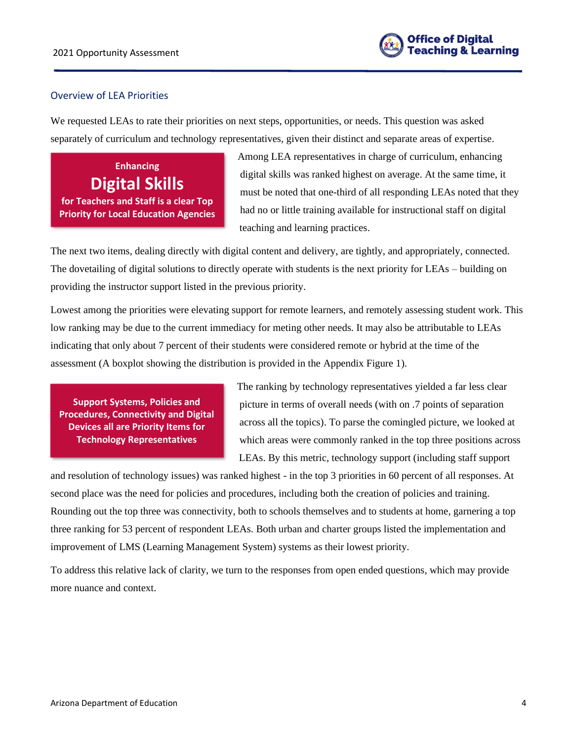## Overview of LEA Priorities

We requested LEAs to rate their priorities on next steps, opportunities, or needs. This question was asked separately of curriculum and technology representatives, given their distinct and separate areas of expertise.

**Enhancing Digital Skills for Teachers and Staff is a clear Top Priority for Local Education Agencies**

Among LEA representatives in charge of curriculum, enhancing digital skills was ranked highest on average. At the same time, it must be noted that one-third of all responding LEAs noted that they had no or little training available for instructional staff on digital teaching and learning practices.

The next two items, dealing directly with digital content and delivery, are tightly, and appropriately, connected. The dovetailing of digital solutions to directly operate with students is the next priority for LEAs – building on providing the instructor support listed in the previous priority.

Lowest among the priorities were elevating support for remote learners, and remotely assessing student work. This low ranking may be due to the current immediacy for meting other needs. It may also be attributable to LEAs indicating that only about 7 percent of their students were considered remote or hybrid at the time of the assessment (A boxplot showing the distribution is provided in the Appendix Figure 1).

**Support Systems, Policies and Procedures, Connectivity and Digital Devices all are Priority Items for Technology Representatives**

The ranking by technology representatives yielded a far less clear picture in terms of overall needs (with on .7 points of separation across all the topics). To parse the comingled picture, we looked at which areas were commonly ranked in the top three positions across LEAs. By this metric, technology support (including staff support and resolution of technology issues) was ranked highest - in the top 3 priorities in 60 percent of all responses. At second place was the need for policies and procedures, including both the creation of policies and training. Rounding out the top three was connectivity, both to schools themselves and to students at home, garnering a top three ranking for 53 percent of respondent LEAs. Both urban and charter groups listed the implementation and improvement of LMS (Learning Management System) systems as their lowest priority.

To address this relative lack of clarity, we turn to the responses from open ended questions, which may provide more nuance and context.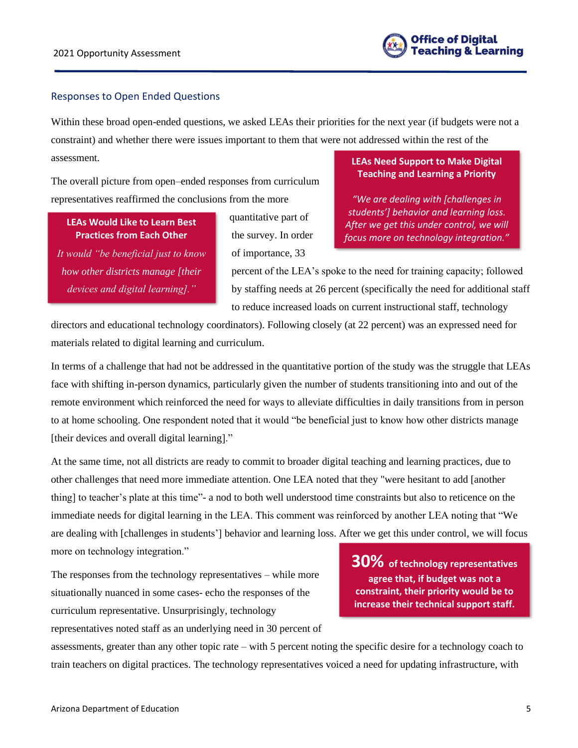## Responses to Open Ended Questions

Within these broad open-ended questions, we asked LEAs their priorities for the next year (if budgets were not a constraint) and whether there were issues important to them that were not addressed within the rest of the assessment.

> **LEAs Need Support to Make Digital Teaching and Learning a Priority**
>
> *"We are dealing with [challenges in students'] behavior and learning loss. After we get this under control, we will focus more on technology integration."*

The overall picture from open–ended responses from curriculum representatives reaffirmed the conclusions from the more quantitative part of the survey. In order of importance, 33 percent of the LEA's spoke to the need for training capacity; followed by staffing needs at 26 percent (specifically the need for additional staff to reduce increased loads on current instructional staff, technology directors and educational technology coordinators). Following closely (at 22 percent) was an expressed need for materials related to digital learning and curriculum.

> **LEAs Would Like to Learn Best Practices from Each Other**
>
> *It would "be beneficial just to know how other districts manage [their devices and digital learning]."*

In terms of a challenge that had not be addressed in the quantitative portion of the study was the struggle that LEAs face with shifting in-person dynamics, particularly given the number of students transitioning into and out of the remote environment which reinforced the need for ways to alleviate difficulties in daily transitions from in person to at home schooling. One respondent noted that it would "be beneficial just to know how other districts manage [their devices and overall digital learning]."

At the same time, not all districts are ready to commit to broader digital teaching and learning practices, due to other challenges that need more immediate attention. One LEA noted that they "were hesitant to add [another thing] to teacher's plate at this time"- a nod to both well understood time constraints but also to reticence on the immediate needs for digital learning in the LEA. This comment was reinforced by another LEA noting that "We are dealing with [challenges in students'] behavior and learning loss. After we get this under control, we will focus more on technology integration."

> **30%** **of technology representatives agree that, if budget was not a constraint, their priority would be to increase their technical support staff.**

The responses from the technology representatives – while more situationally nuanced in some cases- echo the responses of the curriculum representative. Unsurprisingly, technology representatives noted staff as an underlying need in 30 percent of assessments, greater than any other topic rate – with 5 percent noting the specific desire for a technology coach to train teachers on digital practices. The technology representatives voiced a need for updating infrastructure, with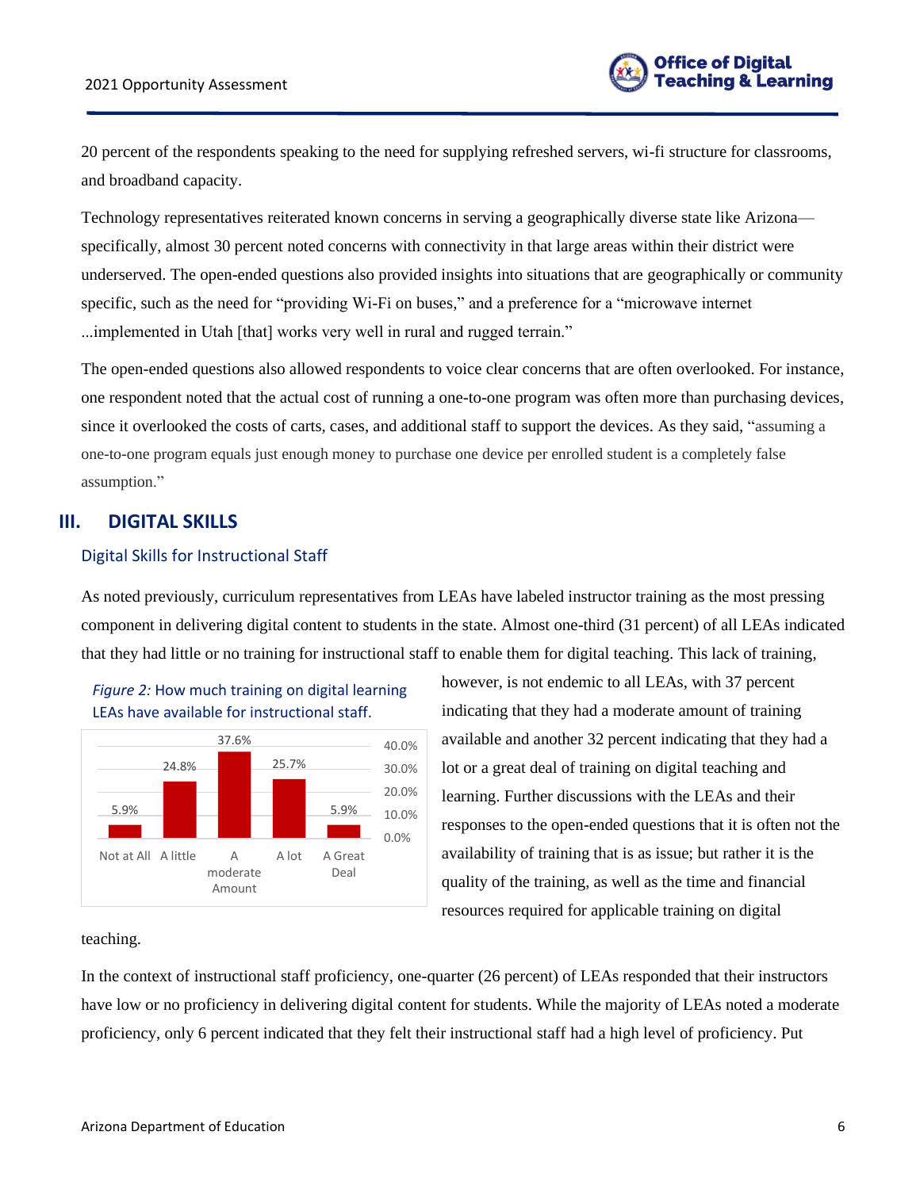20 percent of the respondents speaking to the need for supplying refreshed servers, wi-fi structure for classrooms, and broadband capacity.

Technology representatives reiterated known concerns in serving a geographically diverse state like Arizona—specifically, almost 30 percent noted concerns with connectivity in that large areas within their district were underserved. The open-ended questions also provided insights into situations that are geographically or community specific, such as the need for "providing Wi-Fi on buses," and a preference for a "microwave internet ...implemented in Utah [that] works very well in rural and rugged terrain."

The open-ended questions also allowed respondents to voice clear concerns that are often overlooked. For instance, one respondent noted that the actual cost of running a one-to-one program was often more than purchasing devices, since it overlooked the costs of carts, cases, and additional staff to support the devices. As they said, "assuming a one-to-one program equals just enough money to purchase one device per enrolled student is a completely false assumption."

## III. DIGITAL SKILLS

### Digital Skills for Instructional Staff

As noted previously, curriculum representatives from LEAs have labeled instructor training as the most pressing component in delivering digital content to students in the state. Almost one-third (31 percent) of all LEAs indicated that they had little or no training for instructional staff to enable them for digital teaching. This lack of training, however, is not endemic to all LEAs, with 37 percent indicating that they had a moderate amount of training available and another 32 percent indicating that they had a lot or a great deal of training on digital teaching and learning. Further discussions with the LEAs and their responses to the open-ended questions that it is often not the availability of training that is as issue; but rather it is the quality of the training, as well as the time and financial resources required for applicable training on digital teaching.

*Figure 2:* How much training on digital learning LEAs have available for instructional staff.

| Not at All | A little | A moderate Amount | A lot | A Great Deal |
|---|---|---|---|---|
| 5.9% | 24.8% | 37.6% | 25.7% | 5.9% |

In the context of instructional staff proficiency, one-quarter (26 percent) of LEAs responded that their instructors have low or no proficiency in delivering digital content for students. While the majority of LEAs noted a moderate proficiency, only 6 percent indicated that they felt their instructional staff had a high level of proficiency. Put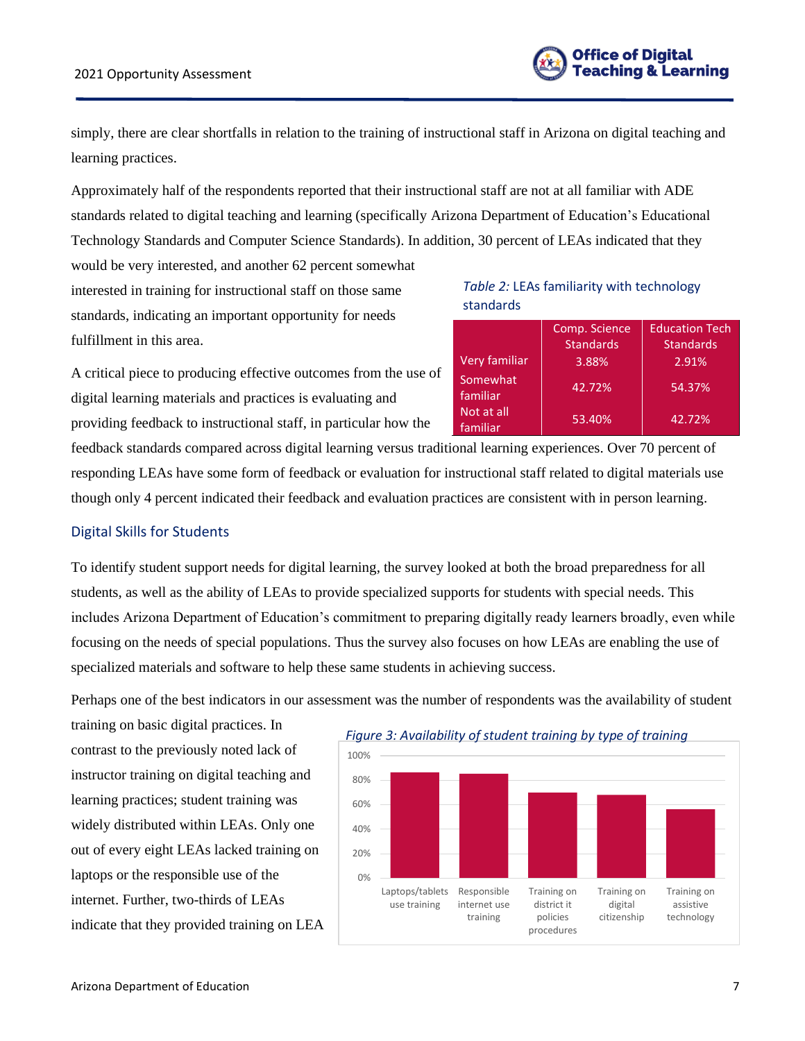simply, there are clear shortfalls in relation to the training of instructional staff in Arizona on digital teaching and learning practices.

Approximately half of the respondents reported that their instructional staff are not at all familiar with ADE standards related to digital teaching and learning (specifically Arizona Department of Education's Educational Technology Standards and Computer Science Standards). In addition, 30 percent of LEAs indicated that they would be very interested, and another 62 percent somewhat interested in training for instructional staff on those same standards, indicating an important opportunity for needs fulfillment in this area.

*Table 2:* LEAs familiarity with technology standards

| | Comp. Science Standards | Education Tech Standards |
|---|---|---|
| Very familiar | 3.88% | 2.91% |
| Somewhat familiar | 42.72% | 54.37% |
| Not at all familiar | 53.40% | 42.72% |

A critical piece to producing effective outcomes from the use of digital learning materials and practices is evaluating and providing feedback to instructional staff, in particular how the feedback standards compared across digital learning versus traditional learning experiences. Over 70 percent of responding LEAs have some form of feedback or evaluation for instructional staff related to digital materials use though only 4 percent indicated their feedback and evaluation practices are consistent with in person learning.

## Digital Skills for Students

To identify student support needs for digital learning, the survey looked at both the broad preparedness for all students, as well as the ability of LEAs to provide specialized supports for students with special needs. This includes Arizona Department of Education's commitment to preparing digitally ready learners broadly, even while focusing on the needs of special populations. Thus the survey also focuses on how LEAs are enabling the use of specialized materials and software to help these same students in achieving success.

Perhaps one of the best indicators in our assessment was the number of respondents was the availability of student training on basic digital practices. In contrast to the previously noted lack of instructor training on digital teaching and learning practices; student training was widely distributed within LEAs. Only one out of every eight LEAs lacked training on laptops or the responsible use of the internet. Further, two-thirds of LEAs indicate that they provided training on LEA

*Figure 3: Availability of student training by type of training*

| Type of training | Approx. availability |
|---|---|
| Laptops/tablets use training | ~87% |
| Responsible internet use training | ~86% |
| Training on district it policies procedures | ~70% |
| Training on digital citizenship | ~68% |
| Training on assistive technology | ~56% |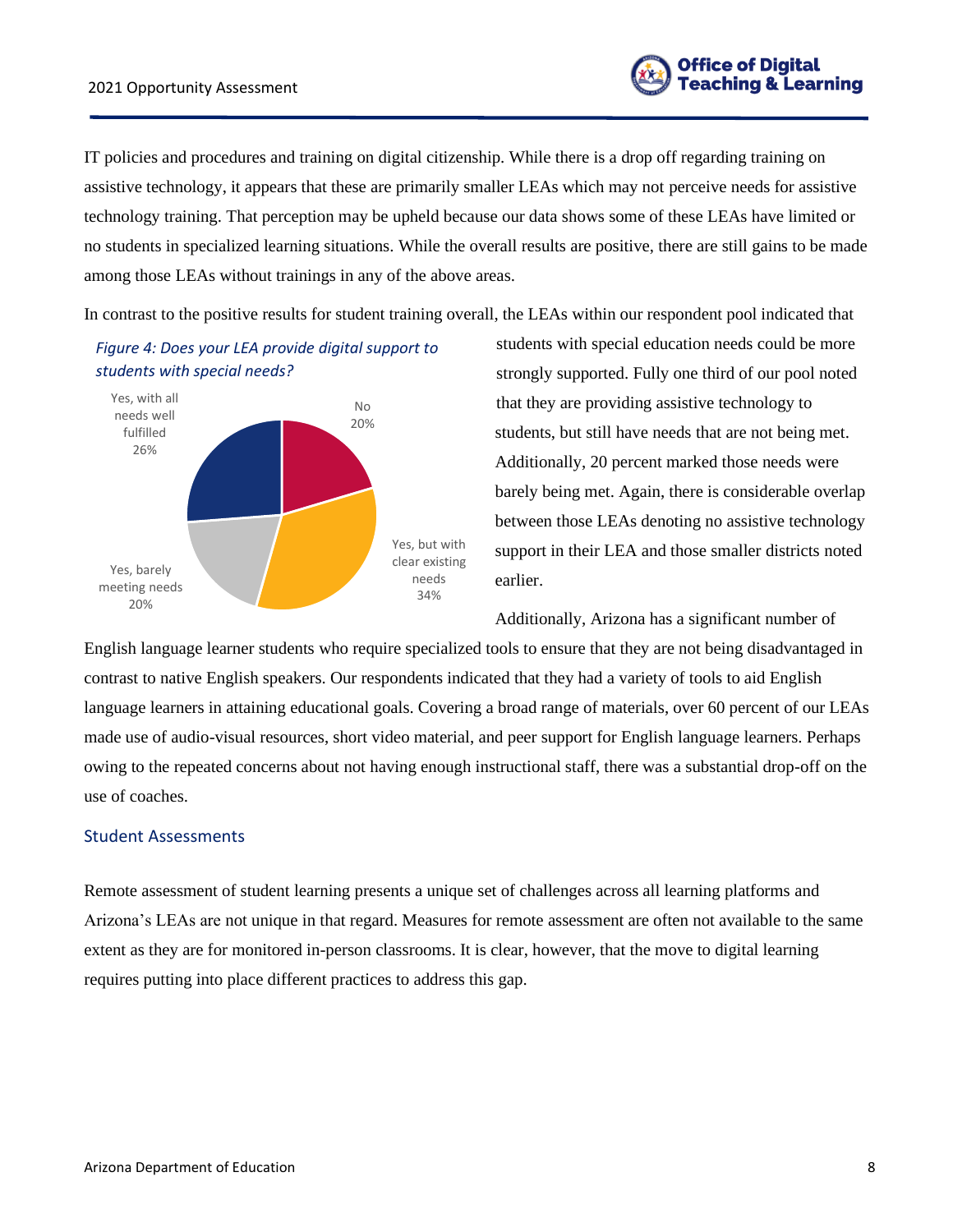IT policies and procedures and training on digital citizenship. While there is a drop off regarding training on assistive technology, it appears that these are primarily smaller LEAs which may not perceive needs for assistive technology training. That perception may be upheld because our data shows some of these LEAs have limited or no students in specialized learning situations. While the overall results are positive, there are still gains to be made among those LEAs without trainings in any of the above areas.

In contrast to the positive results for student training overall, the LEAs within our respondent pool indicated that students with special education needs could be more strongly supported. Fully one third of our pool noted that they are providing assistive technology to students, but still have needs that are not being met. Additionally, 20 percent marked those needs were barely being met. Again, there is considerable overlap between those LEAs denoting no assistive technology support in their LEA and those smaller districts noted earlier.

*Figure 4: Does your LEA provide digital support to students with special needs?*

| Response | Percent |
|---|---|
| No | 20% |
| Yes, but with clear existing needs | 34% |
| Yes, barely meeting needs | 20% |
| Yes, with all needs well fulfilled | 26% |

Additionally, Arizona has a significant number of English language learner students who require specialized tools to ensure that they are not being disadvantaged in contrast to native English speakers. Our respondents indicated that they had a variety of tools to aid English language learners in attaining educational goals. Covering a broad range of materials, over 60 percent of our LEAs made use of audio-visual resources, short video material, and peer support for English language learners. Perhaps owing to the repeated concerns about not having enough instructional staff, there was a substantial drop-off on the use of coaches.

## Student Assessments

Remote assessment of student learning presents a unique set of challenges across all learning platforms and Arizona's LEAs are not unique in that regard. Measures for remote assessment are often not available to the same extent as they are for monitored in-person classrooms. It is clear, however, that the move to digital learning requires putting into place different practices to address this gap.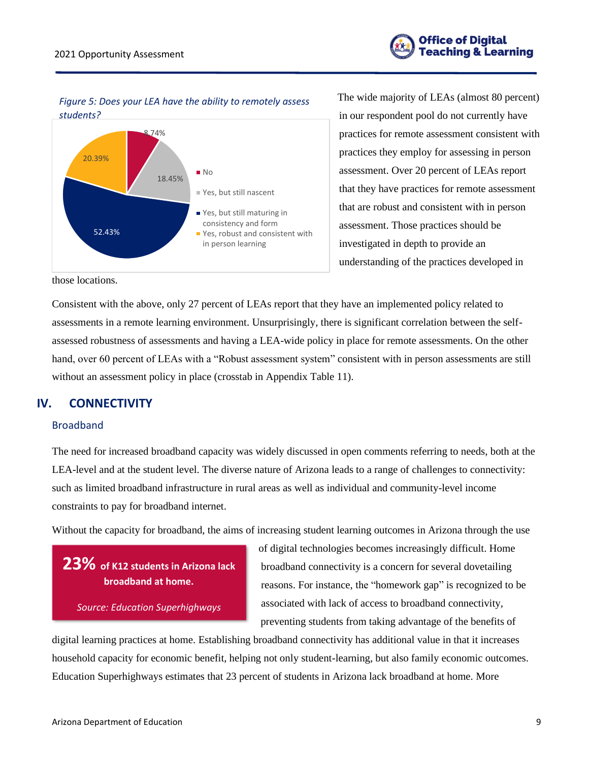*Figure 5: Does your LEA have the ability to remotely assess students?*

| Response | Percent |
| --- | --- |
| No | 8.74% |
| Yes, but still nascent | 18.45% |
| Yes, but still maturing in consistency and form | 52.43% |
| Yes, robust and consistent with in person learning | 20.39% |

The wide majority of LEAs (almost 80 percent) in our respondent pool do not currently have practices for remote assessment consistent with practices they employ for assessing in person assessment. Over 20 percent of LEAs report that they have practices for remote assessment that are robust and consistent with in person assessment. Those practices should be investigated in depth to provide an understanding of the practices developed in those locations.

Consistent with the above, only 27 percent of LEAs report that they have an implemented policy related to assessments in a remote learning environment. Unsurprisingly, there is significant correlation between the self-assessed robustness of assessments and having a LEA-wide policy in place for remote assessments. On the other hand, over 60 percent of LEAs with a "Robust assessment system" consistent with in person assessments are still without an assessment policy in place (crosstab in Appendix Table 11).

## IV. CONNECTIVITY

### Broadband

The need for increased broadband capacity was widely discussed in open comments referring to needs, both at the LEA-level and at the student level. The diverse nature of Arizona leads to a range of challenges to connectivity: such as limited broadband infrastructure in rural areas as well as individual and community-level income constraints to pay for broadband internet.

> **23%** **of K12 students in Arizona lack broadband at home.**
>
> *Source: Education Superhighways*

Without the capacity for broadband, the aims of increasing student learning outcomes in Arizona through the use of digital technologies becomes increasingly difficult. Home broadband connectivity is a concern for several dovetailing reasons. For instance, the "homework gap" is recognized to be associated with lack of access to broadband connectivity, preventing students from taking advantage of the benefits of digital learning practices at home. Establishing broadband connectivity has additional value in that it increases household capacity for economic benefit, helping not only student-learning, but also family economic outcomes. Education Superhighways estimates that 23 percent of students in Arizona lack broadband at home. More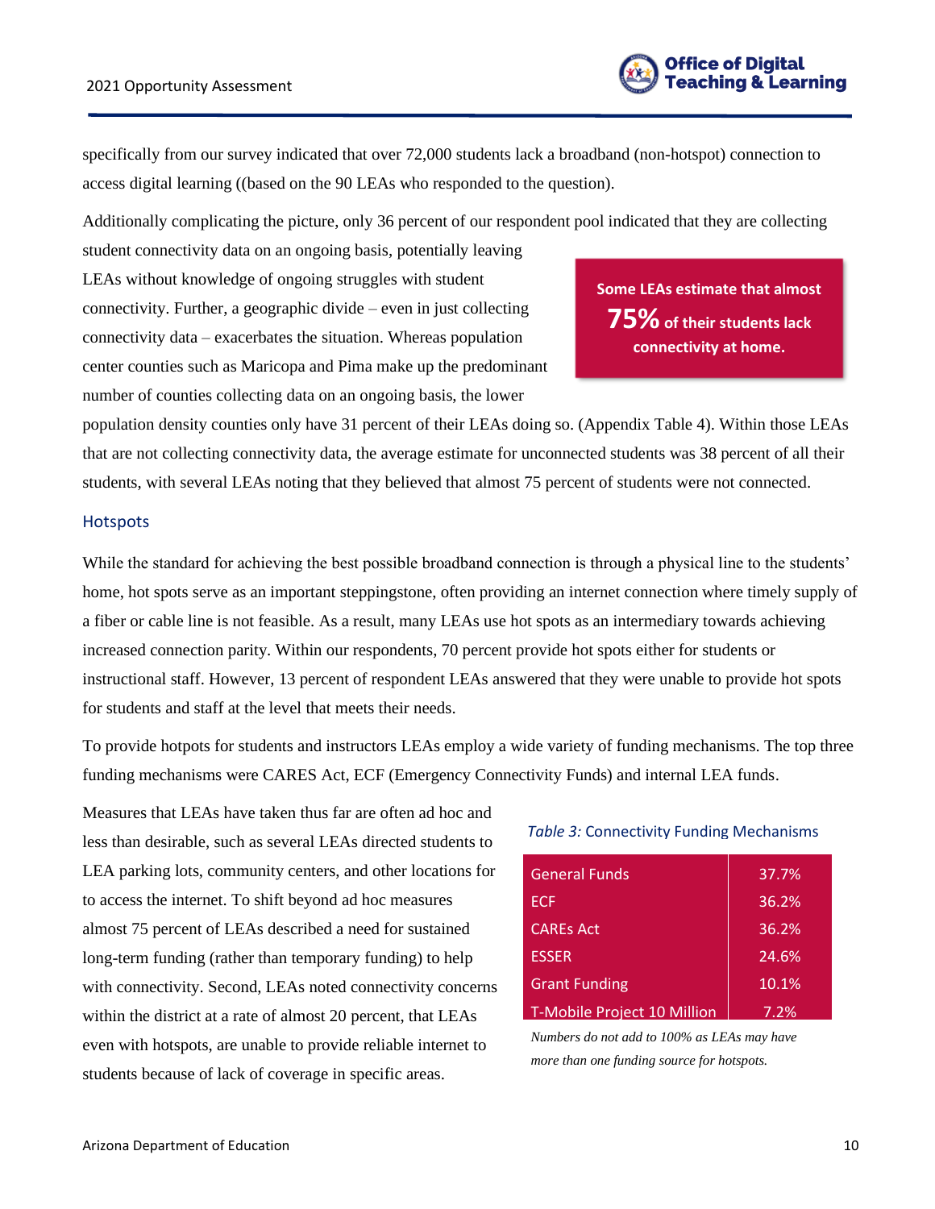specifically from our survey indicated that over 72,000 students lack a broadband (non-hotspot) connection to access digital learning ((based on the 90 LEAs who responded to the question).

Additionally complicating the picture, only 36 percent of our respondent pool indicated that they are collecting student connectivity data on an ongoing basis, potentially leaving LEAs without knowledge of ongoing struggles with student connectivity. Further, a geographic divide – even in just collecting connectivity data – exacerbates the situation. Whereas population center counties such as Maricopa and Pima make up the predominant number of counties collecting data on an ongoing basis, the lower population density counties only have 31 percent of their LEAs doing so. (Appendix Table 4). Within those LEAs that are not collecting connectivity data, the average estimate for unconnected students was 38 percent of all their students, with several LEAs noting that they believed that almost 75 percent of students were not connected.

> **Some LEAs estimate that almost 75% of their students lack connectivity at home.**

### Hotspots

While the standard for achieving the best possible broadband connection is through a physical line to the students' home, hot spots serve as an important steppingstone, often providing an internet connection where timely supply of a fiber or cable line is not feasible. As a result, many LEAs use hot spots as an intermediary towards achieving increased connection parity. Within our respondents, 70 percent provide hot spots either for students or instructional staff. However, 13 percent of respondent LEAs answered that they were unable to provide hot spots for students and staff at the level that meets their needs.

To provide hotpots for students and instructors LEAs employ a wide variety of funding mechanisms. The top three funding mechanisms were CARES Act, ECF (Emergency Connectivity Funds) and internal LEA funds.

Measures that LEAs have taken thus far are often ad hoc and less than desirable, such as several LEAs directed students to LEA parking lots, community centers, and other locations for to access the internet. To shift beyond ad hoc measures almost 75 percent of LEAs described a need for sustained long-term funding (rather than temporary funding) to help with connectivity. Second, LEAs noted connectivity concerns within the district at a rate of almost 20 percent, that LEAs even with hotspots, are unable to provide reliable internet to students because of lack of coverage in specific areas.

*Table 3:* Connectivity Funding Mechanisms

| Funding Mechanism | Percent |
|---|---|
| General Funds | 37.7% |
| ECF | 36.2% |
| CAREs Act | 36.2% |
| ESSER | 24.6% |
| Grant Funding | 10.1% |
| T-Mobile Project 10 Million | 7.2% |

*Numbers do not add to 100% as LEAs may have more than one funding source for hotspots.*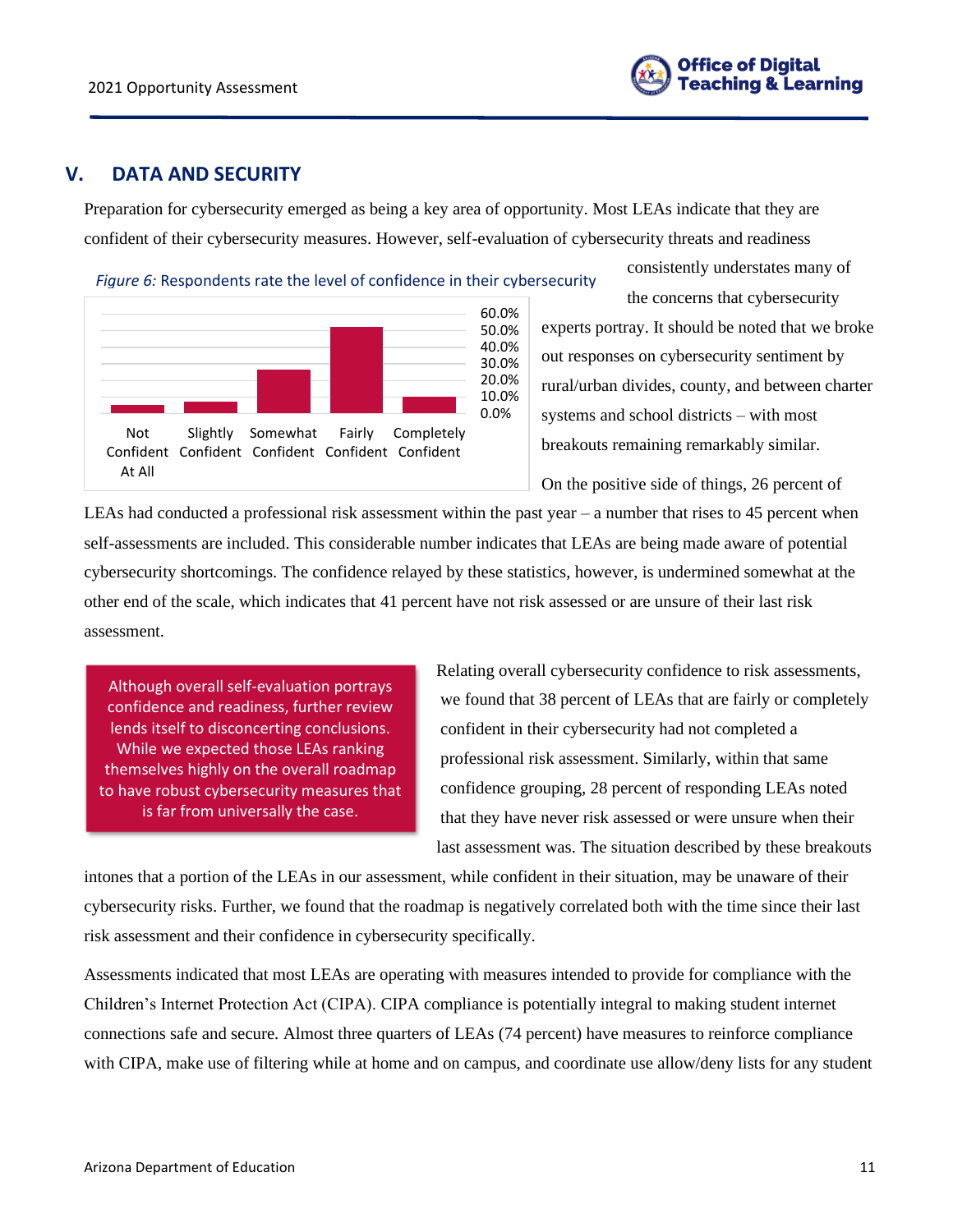## V. DATA AND SECURITY

Preparation for cybersecurity emerged as being a key area of opportunity. Most LEAs indicate that they are confident of their cybersecurity measures. However, self-evaluation of cybersecurity threats and readiness consistently understates many of the concerns that cybersecurity experts portray. It should be noted that we broke out responses on cybersecurity sentiment by rural/urban divides, county, and between charter systems and school districts – with most breakouts remaining remarkably similar.

*Figure 6:* Respondents rate the level of confidence in their cybersecurity

On the positive side of things, 26 percent of LEAs had conducted a professional risk assessment within the past year – a number that rises to 45 percent when self-assessments are included. This considerable number indicates that LEAs are being made aware of potential cybersecurity shortcomings. The confidence relayed by these statistics, however, is undermined somewhat at the other end of the scale, which indicates that 41 percent have not risk assessed or are unsure of their last risk assessment.

> Although overall self-evaluation portrays confidence and readiness, further review lends itself to disconcerting conclusions. While we expected those LEAs ranking themselves highly on the overall roadmap to have robust cybersecurity measures that is far from universally the case.

Relating overall cybersecurity confidence to risk assessments, we found that 38 percent of LEAs that are fairly or completely confident in their cybersecurity had not completed a professional risk assessment. Similarly, within that same confidence grouping, 28 percent of responding LEAs noted that they have never risk assessed or were unsure when their last assessment was. The situation described by these breakouts intones that a portion of the LEAs in our assessment, while confident in their situation, may be unaware of their cybersecurity risks. Further, we found that the roadmap is negatively correlated both with the time since their last risk assessment and their confidence in cybersecurity specifically.

Assessments indicated that most LEAs are operating with measures intended to provide for compliance with the Children's Internet Protection Act (CIPA). CIPA compliance is potentially integral to making student internet connections safe and secure. Almost three quarters of LEAs (74 percent) have measures to reinforce compliance with CIPA, make use of filtering while at home and on campus, and coordinate use allow/deny lists for any student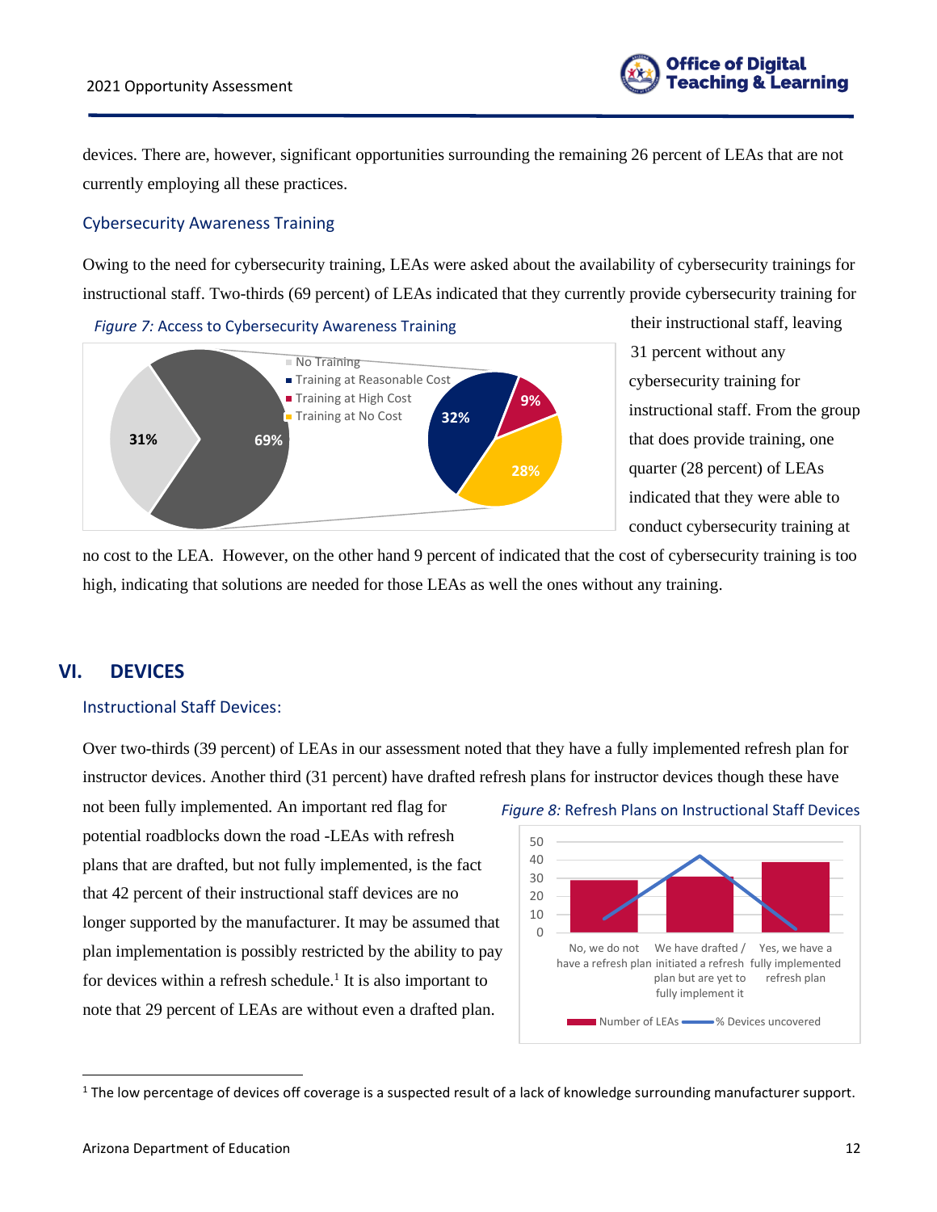devices. There are, however, significant opportunities surrounding the remaining 26 percent of LEAs that are not currently employing all these practices.

### Cybersecurity Awareness Training

Owing to the need for cybersecurity training, LEAs were asked about the availability of cybersecurity trainings for instructional staff. Two-thirds (69 percent) of LEAs indicated that they currently provide cybersecurity training for their instructional staff, leaving 31 percent without any cybersecurity training for instructional staff. From the group that does provide training, one quarter (28 percent) of LEAs indicated that they were able to conduct cybersecurity training at no cost to the LEA. However, on the other hand 9 percent of indicated that the cost of cybersecurity training is too high, indicating that solutions are needed for those LEAs as well the ones without any training.

*Figure 7:* Access to Cybersecurity Awareness Training

## VI. DEVICES

### Instructional Staff Devices:

Over two-thirds (39 percent) of LEAs in our assessment noted that they have a fully implemented refresh plan for instructor devices. Another third (31 percent) have drafted refresh plans for instructor devices though these have not been fully implemented. An important red flag for potential roadblocks down the road -LEAs with refresh plans that are drafted, but not fully implemented, is the fact that 42 percent of their instructional staff devices are no longer supported by the manufacturer. It may be assumed that plan implementation is possibly restricted by the ability to pay for devices within a refresh schedule.[1] It is also important to note that 29 percent of LEAs are without even a drafted plan.

*Figure 8:* Refresh Plans on Instructional Staff Devices

[1] The low percentage of devices off coverage is a suspected result of a lack of knowledge surrounding manufacturer support.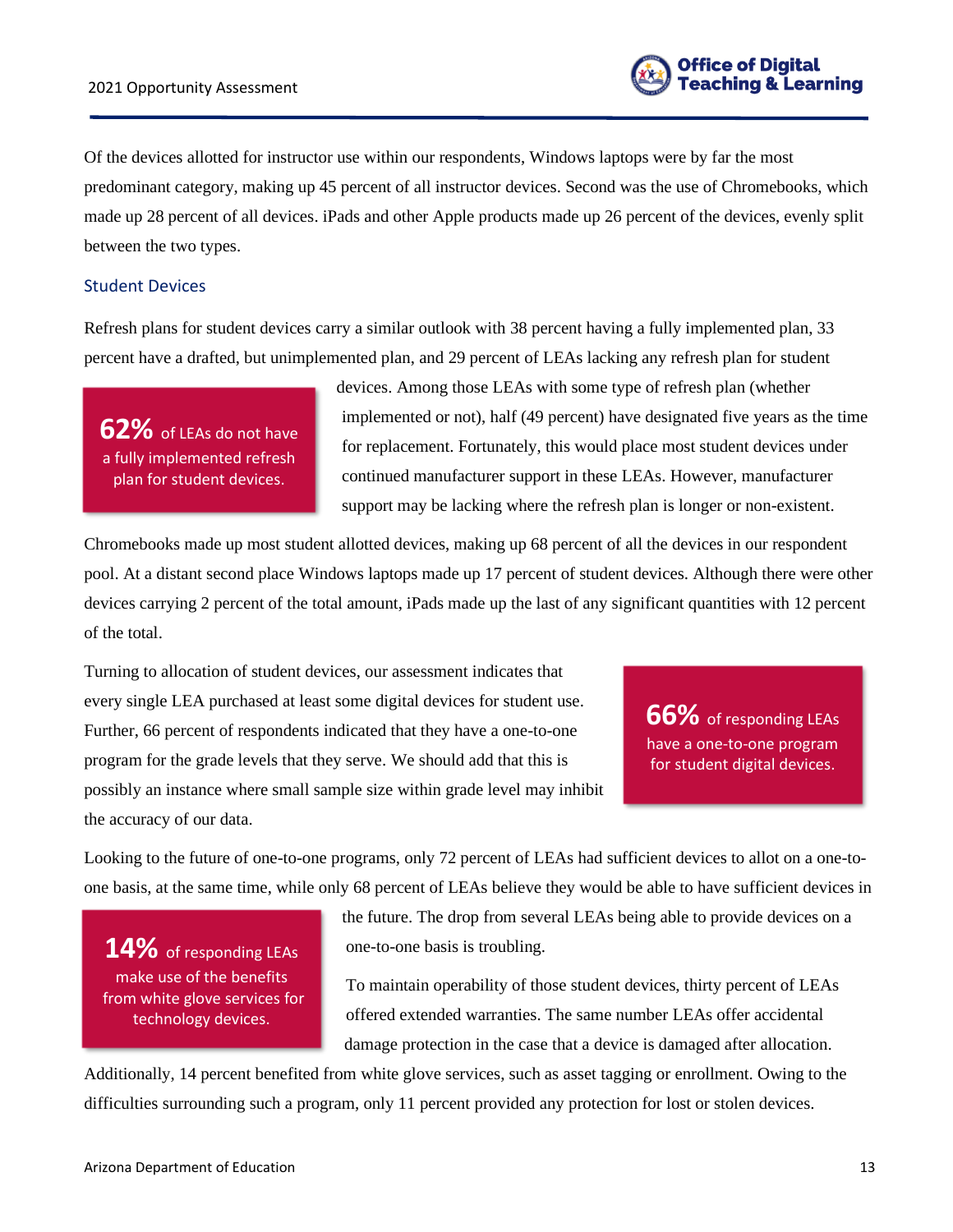Of the devices allotted for instructor use within our respondents, Windows laptops were by far the most predominant category, making up 45 percent of all instructor devices. Second was the use of Chromebooks, which made up 28 percent of all devices. iPads and other Apple products made up 26 percent of the devices, evenly split between the two types.

### Student Devices

Refresh plans for student devices carry a similar outlook with 38 percent having a fully implemented plan, 33 percent have a drafted, but unimplemented plan, and 29 percent of LEAs lacking any refresh plan for student devices. Among those LEAs with some type of refresh plan (whether implemented or not), half (49 percent) have designated five years as the time for replacement. Fortunately, this would place most student devices under continued manufacturer support in these LEAs. However, manufacturer support may be lacking where the refresh plan is longer or non-existent.

> **62%** of LEAs do not have a fully implemented refresh plan for student devices.

Chromebooks made up most student allotted devices, making up 68 percent of all the devices in our respondent pool. At a distant second place Windows laptops made up 17 percent of student devices. Although there were other devices carrying 2 percent of the total amount, iPads made up the last of any significant quantities with 12 percent of the total.

Turning to allocation of student devices, our assessment indicates that every single LEA purchased at least some digital devices for student use. Further, 66 percent of respondents indicated that they have a one-to-one program for the grade levels that they serve. We should add that this is possibly an instance where small sample size within grade level may inhibit the accuracy of our data.

> **66%** of responding LEAs have a one-to-one program for student digital devices.

Looking to the future of one-to-one programs, only 72 percent of LEAs had sufficient devices to allot on a one-to-one basis, at the same time, while only 68 percent of LEAs believe they would be able to have sufficient devices in the future. The drop from several LEAs being able to provide devices on a one-to-one basis is troubling.

To maintain operability of those student devices, thirty percent of LEAs offered extended warranties. The same number LEAs offer accidental damage protection in the case that a device is damaged after allocation. Additionally, 14 percent benefited from white glove services, such as asset tagging or enrollment. Owing to the difficulties surrounding such a program, only 11 percent provided any protection for lost or stolen devices.

> **14%** of responding LEAs make use of the benefits from white glove services for technology devices.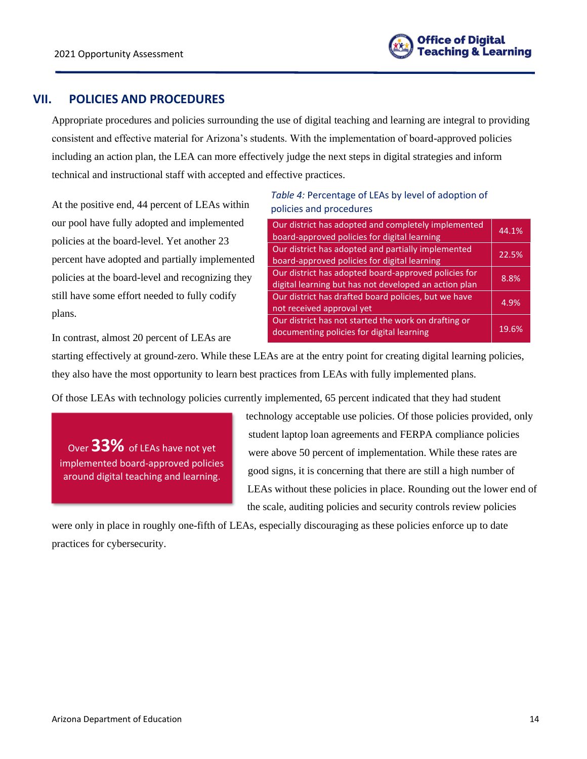## VII. POLICIES AND PROCEDURES

Appropriate procedures and policies surrounding the use of digital teaching and learning are integral to providing consistent and effective material for Arizona's students. With the implementation of board-approved policies including an action plan, the LEA can more effectively judge the next steps in digital strategies and inform technical and instructional staff with accepted and effective practices.

At the positive end, 44 percent of LEAs within our pool have fully adopted and implemented policies at the board-level. Yet another 23 percent have adopted and partially implemented policies at the board-level and recognizing they still have some effort needed to fully codify plans.

*Table 4:* Percentage of LEAs by level of adoption of policies and procedures

| Level of adoption | Percentage |
|---|---|
| Our district has adopted and completely implemented board-approved policies for digital learning | 44.1% |
| Our district has adopted and partially implemented board-approved policies for digital learning | 22.5% |
| Our district has adopted board-approved policies for digital learning but has not developed an action plan | 8.8% |
| Our district has drafted board policies, but we have not received approval yet | 4.9% |
| Our district has not started the work on drafting or documenting policies for digital learning | 19.6% |

In contrast, almost 20 percent of LEAs are starting effectively at ground-zero. While these LEAs are at the entry point for creating digital learning policies, they also have the most opportunity to learn best practices from LEAs with fully implemented plans.

Of those LEAs with technology policies currently implemented, 65 percent indicated that they had student technology acceptable use policies. Of those policies provided, only student laptop loan agreements and FERPA compliance policies were above 50 percent of implementation. While these rates are good signs, it is concerning that there are still a high number of LEAs without these policies in place. Rounding out the lower end of the scale, auditing policies and security controls review policies were only in place in roughly one-fifth of LEAs, especially discouraging as these policies enforce up to date practices for cybersecurity.

> Over **33%** of LEAs have not yet implemented board-approved policies around digital teaching and learning.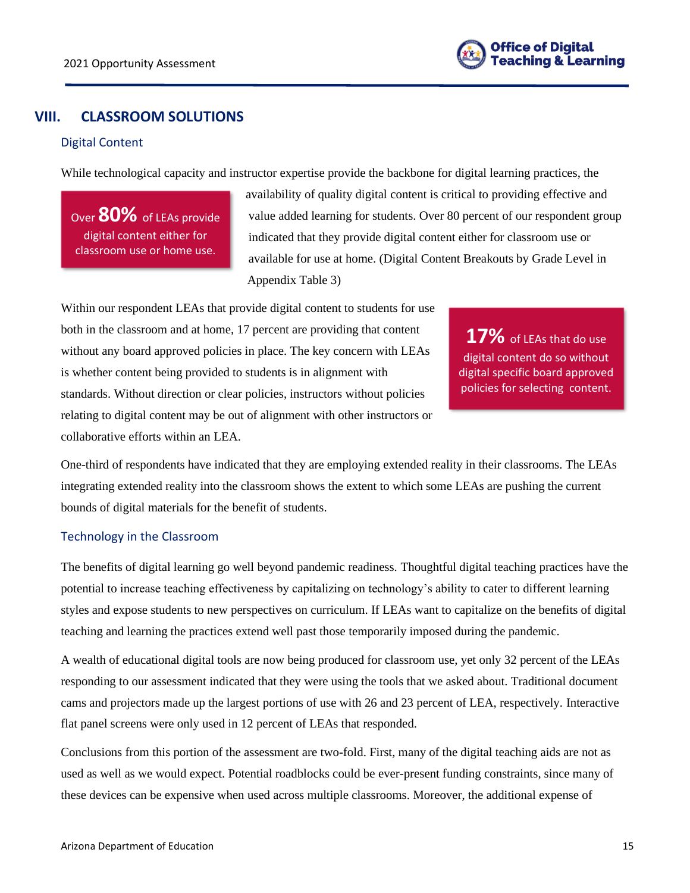## VIII. CLASSROOM SOLUTIONS

### Digital Content

While technological capacity and instructor expertise provide the backbone for digital learning practices, the availability of quality digital content is critical to providing effective and value added learning for students. Over 80 percent of our respondent group indicated that they provide digital content either for classroom use or available for use at home. (Digital Content Breakouts by Grade Level in Appendix Table 3)

> Over **80%** of LEAs provide digital content either for classroom use or home use.

Within our respondent LEAs that provide digital content to students for use both in the classroom and at home, 17 percent are providing that content without any board approved policies in place. The key concern with LEAs is whether content being provided to students is in alignment with standards. Without direction or clear policies, instructors without policies relating to digital content may be out of alignment with other instructors or collaborative efforts within an LEA.

> **17%** of LEAs that do use digital content do so without digital specific board approved policies for selecting content.

One-third of respondents have indicated that they are employing extended reality in their classrooms. The LEAs integrating extended reality into the classroom shows the extent to which some LEAs are pushing the current bounds of digital materials for the benefit of students.

### Technology in the Classroom

The benefits of digital learning go well beyond pandemic readiness. Thoughtful digital teaching practices have the potential to increase teaching effectiveness by capitalizing on technology's ability to cater to different learning styles and expose students to new perspectives on curriculum. If LEAs want to capitalize on the benefits of digital teaching and learning the practices extend well past those temporarily imposed during the pandemic.

A wealth of educational digital tools are now being produced for classroom use, yet only 32 percent of the LEAs responding to our assessment indicated that they were using the tools that we asked about. Traditional document cams and projectors made up the largest portions of use with 26 and 23 percent of LEA, respectively. Interactive flat panel screens were only used in 12 percent of LEAs that responded.

Conclusions from this portion of the assessment are two-fold. First, many of the digital teaching aids are not as used as well as we would expect. Potential roadblocks could be ever-present funding constraints, since many of these devices can be expensive when used across multiple classrooms. Moreover, the additional expense of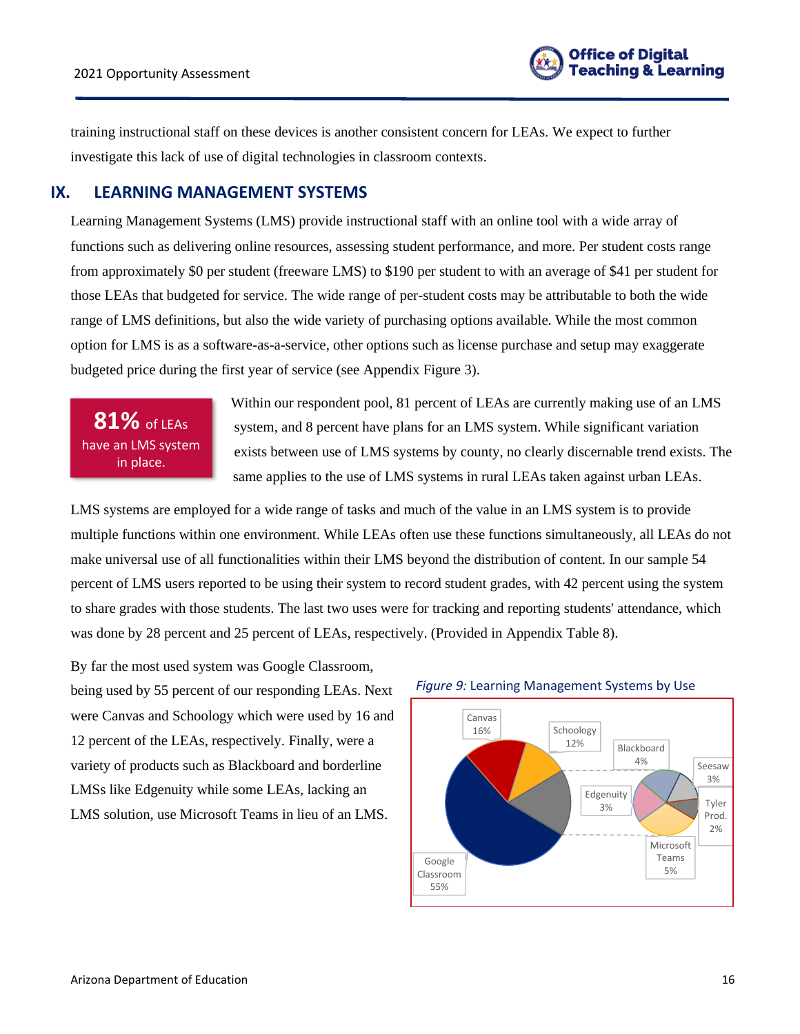training instructional staff on these devices is another consistent concern for LEAs. We expect to further investigate this lack of use of digital technologies in classroom contexts.

## IX. LEARNING MANAGEMENT SYSTEMS

Learning Management Systems (LMS) provide instructional staff with an online tool with a wide array of functions such as delivering online resources, assessing student performance, and more. Per student costs range from approximately $0 per student (freeware LMS) to $190 per student to with an average of $41 per student for those LEAs that budgeted for service. The wide range of per-student costs may be attributable to both the wide range of LMS definitions, but also the wide variety of purchasing options available. While the most common option for LMS is as a software-as-a-service, other options such as license purchase and setup may exaggerate budgeted price during the first year of service (see Appendix Figure 3).

**81%** of LEAs have an LMS system in place.

Within our respondent pool, 81 percent of LEAs are currently making use of an LMS system, and 8 percent have plans for an LMS system. While significant variation exists between use of LMS systems by county, no clearly discernable trend exists. The same applies to the use of LMS systems in rural LEAs taken against urban LEAs.

LMS systems are employed for a wide range of tasks and much of the value in an LMS system is to provide multiple functions within one environment. While LEAs often use these functions simultaneously, all LEAs do not make universal use of all functionalities within their LMS beyond the distribution of content. In our sample 54 percent of LMS users reported to be using their system to record student grades, with 42 percent using the system to share grades with those students. The last two uses were for tracking and reporting students' attendance, which was done by 28 percent and 25 percent of LEAs, respectively. (Provided in Appendix Table 8).

By far the most used system was Google Classroom, being used by 55 percent of our responding LEAs. Next were Canvas and Schoology which were used by 16 and 12 percent of the LEAs, respectively. Finally, were a variety of products such as Blackboard and borderline LMSs like Edgenuity while some LEAs, lacking an LMS solution, use Microsoft Teams in lieu of an LMS.

*Figure 9:* Learning Management Systems by Use

| System | Share |
|---|---|
| Google Classroom | 55% |
| Canvas | 16% |
| Schoology | 12% |
| Microsoft Teams | 5% |
| Blackboard | 4% |
| Edgenuity | 3% |
| Seesaw | 3% |
| Tyler Prod. | 2% |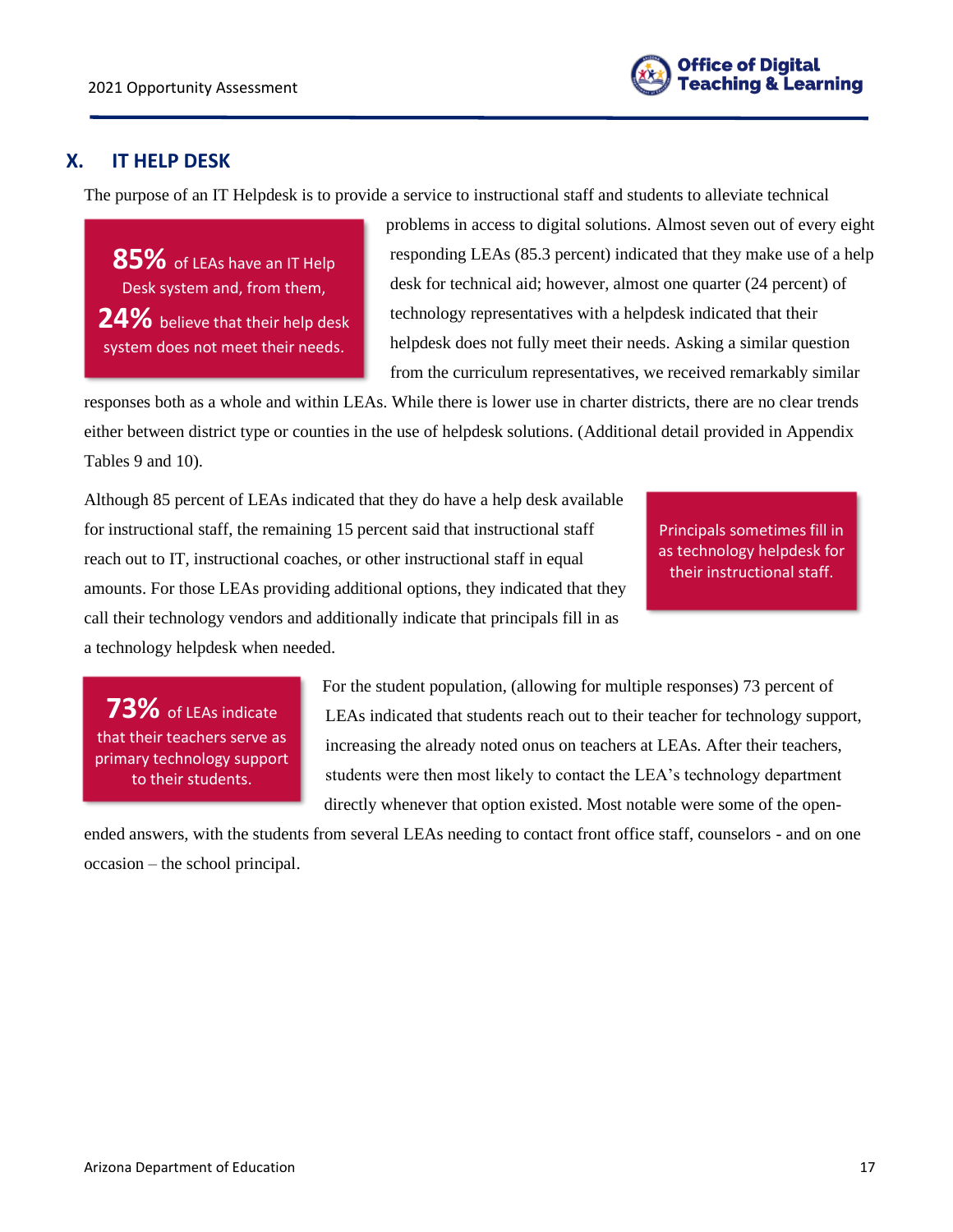## X. IT HELP DESK

The purpose of an IT Helpdesk is to provide a service to instructional staff and students to alleviate technical problems in access to digital solutions. Almost seven out of every eight responding LEAs (85.3 percent) indicated that they make use of a help desk for technical aid; however, almost one quarter (24 percent) of technology representatives with a helpdesk indicated that their helpdesk does not fully meet their needs. Asking a similar question from the curriculum representatives, we received remarkably similar responses both as a whole and within LEAs. While there is lower use in charter districts, there are no clear trends either between district type or counties in the use of helpdesk solutions. (Additional detail provided in Appendix Tables 9 and 10).

> **85%** of LEAs have an IT Help Desk system and, from them, **24%** believe that their help desk system does not meet their needs.

Although 85 percent of LEAs indicated that they do have a help desk available for instructional staff, the remaining 15 percent said that instructional staff reach out to IT, instructional coaches, or other instructional staff in equal amounts. For those LEAs providing additional options, they indicated that they call their technology vendors and additionally indicate that principals fill in as a technology helpdesk when needed.

> Principals sometimes fill in as technology helpdesk for their instructional staff.

For the student population, (allowing for multiple responses) 73 percent of LEAs indicated that students reach out to their teacher for technology support, increasing the already noted onus on teachers at LEAs. After their teachers, students were then most likely to contact the LEA's technology department directly whenever that option existed. Most notable were some of the open-ended answers, with the students from several LEAs needing to contact front office staff, counselors - and on one occasion – the school principal.

> **73%** of LEAs indicate that their teachers serve as primary technology support to their students.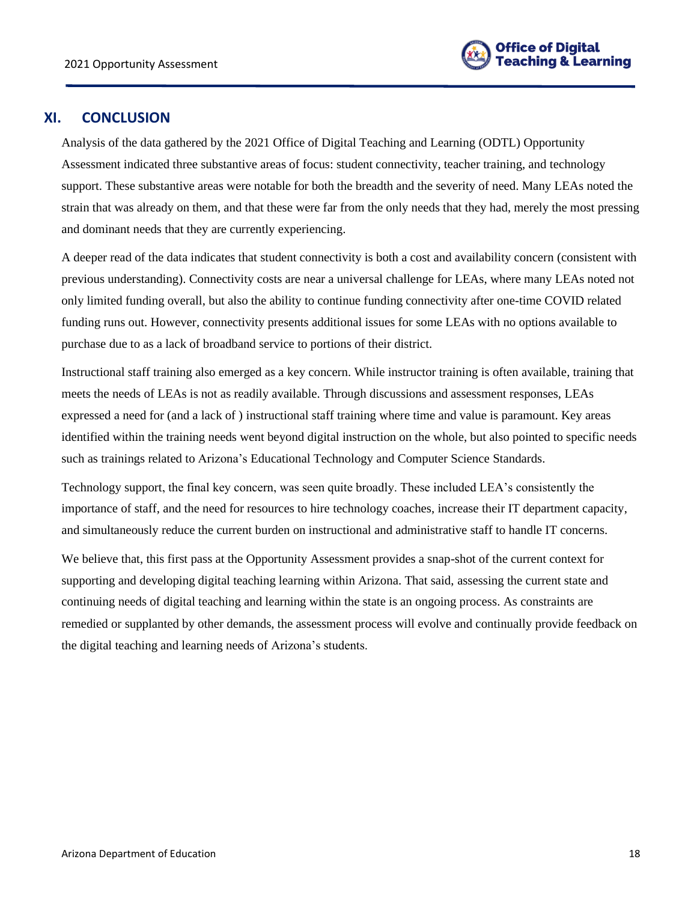## XI. CONCLUSION

Analysis of the data gathered by the 2021 Office of Digital Teaching and Learning (ODTL) Opportunity Assessment indicated three substantive areas of focus: student connectivity, teacher training, and technology support. These substantive areas were notable for both the breadth and the severity of need. Many LEAs noted the strain that was already on them, and that these were far from the only needs that they had, merely the most pressing and dominant needs that they are currently experiencing.

A deeper read of the data indicates that student connectivity is both a cost and availability concern (consistent with previous understanding). Connectivity costs are near a universal challenge for LEAs, where many LEAs noted not only limited funding overall, but also the ability to continue funding connectivity after one-time COVID related funding runs out. However, connectivity presents additional issues for some LEAs with no options available to purchase due to as a lack of broadband service to portions of their district.

Instructional staff training also emerged as a key concern. While instructor training is often available, training that meets the needs of LEAs is not as readily available. Through discussions and assessment responses, LEAs expressed a need for (and a lack of ) instructional staff training where time and value is paramount. Key areas identified within the training needs went beyond digital instruction on the whole, but also pointed to specific needs such as trainings related to Arizona's Educational Technology and Computer Science Standards.

Technology support, the final key concern, was seen quite broadly. These included LEA's consistently the importance of staff, and the need for resources to hire technology coaches, increase their IT department capacity, and simultaneously reduce the current burden on instructional and administrative staff to handle IT concerns.

We believe that, this first pass at the Opportunity Assessment provides a snap-shot of the current context for supporting and developing digital teaching learning within Arizona. That said, assessing the current state and continuing needs of digital teaching and learning within the state is an ongoing process. As constraints are remedied or supplanted by other demands, the assessment process will evolve and continually provide feedback on the digital teaching and learning needs of Arizona's students.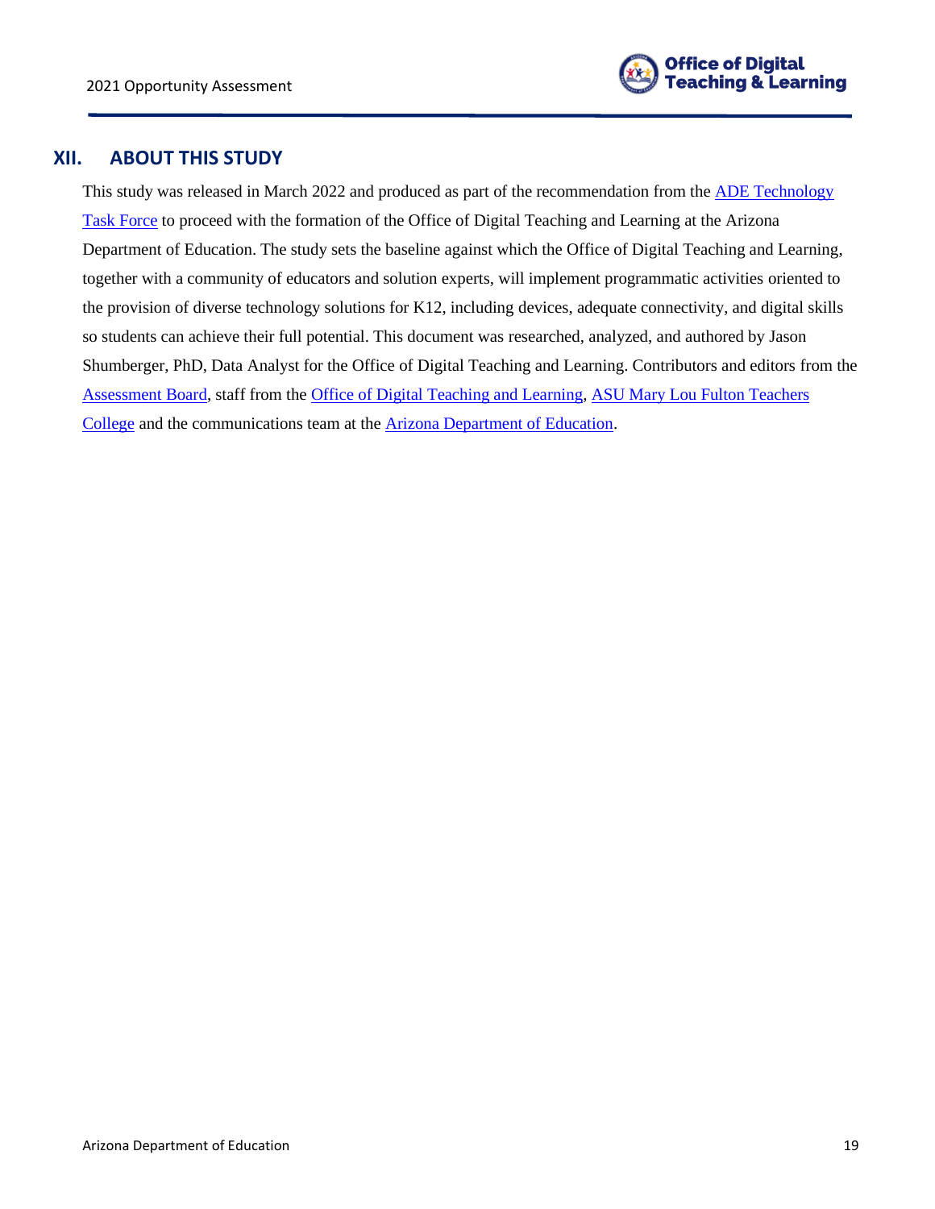## XII. ABOUT THIS STUDY

This study was released in March 2022 and produced as part of the recommendation from the ADE Technology Task Force to proceed with the formation of the Office of Digital Teaching and Learning at the Arizona Department of Education. The study sets the baseline against which the Office of Digital Teaching and Learning, together with a community of educators and solution experts, will implement programmatic activities oriented to the provision of diverse technology solutions for K12, including devices, adequate connectivity, and digital skills so students can achieve their full potential. This document was researched, analyzed, and authored by Jason Shumberger, PhD, Data Analyst for the Office of Digital Teaching and Learning. Contributors and editors from the Assessment Board, staff from the Office of Digital Teaching and Learning, ASU Mary Lou Fulton Teachers College and the communications team at the Arizona Department of Education.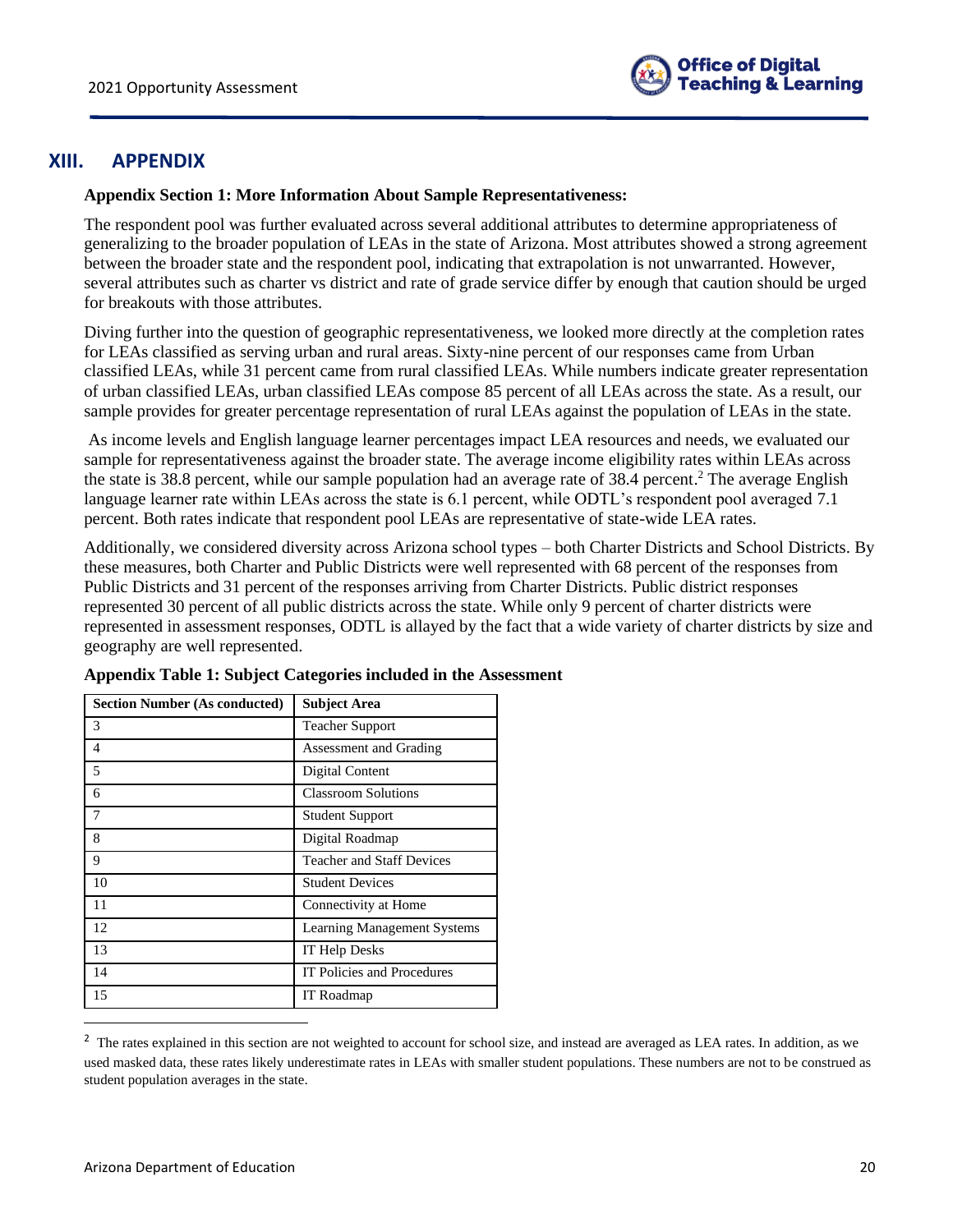# XIII. APPENDIX

**Appendix Section 1: More Information About Sample Representativeness:**

The respondent pool was further evaluated across several additional attributes to determine appropriateness of generalizing to the broader population of LEAs in the state of Arizona. Most attributes showed a strong agreement between the broader state and the respondent pool, indicating that extrapolation is not unwarranted. However, several attributes such as charter vs district and rate of grade service differ by enough that caution should be urged for breakouts with those attributes.

Diving further into the question of geographic representativeness, we looked more directly at the completion rates for LEAs classified as serving urban and rural areas. Sixty-nine percent of our responses came from Urban classified LEAs, while 31 percent came from rural classified LEAs. While numbers indicate greater representation of urban classified LEAs, urban classified LEAs compose 85 percent of all LEAs across the state. As a result, our sample provides for greater percentage representation of rural LEAs against the population of LEAs in the state.

As income levels and English language learner percentages impact LEA resources and needs, we evaluated our sample for representativeness against the broader state. The average income eligibility rates within LEAs across the state is 38.8 percent, while our sample population had an average rate of 38.4 percent.[2] The average English language learner rate within LEAs across the state is 6.1 percent, while ODTL's respondent pool averaged 7.1 percent. Both rates indicate that respondent pool LEAs are representative of state-wide LEA rates.

Additionally, we considered diversity across Arizona school types – both Charter Districts and School Districts. By these measures, both Charter and Public Districts were well represented with 68 percent of the responses from Public Districts and 31 percent of the responses arriving from Charter Districts. Public district responses represented 30 percent of all public districts across the state. While only 9 percent of charter districts were represented in assessment responses, ODTL is allayed by the fact that a wide variety of charter districts by size and geography are well represented.

**Appendix Table 1: Subject Categories included in the Assessment**

| Section Number (As conducted) | Subject Area |
|---|---|
| 3 | Teacher Support |
| 4 | Assessment and Grading |
| 5 | Digital Content |
| 6 | Classroom Solutions |
| 7 | Student Support |
| 8 | Digital Roadmap |
| 9 | Teacher and Staff Devices |
| 10 | Student Devices |
| 11 | Connectivity at Home |
| 12 | Learning Management Systems |
| 13 | IT Help Desks |
| 14 | IT Policies and Procedures |
| 15 | IT Roadmap |

[2] The rates explained in this section are not weighted to account for school size, and instead are averaged as LEA rates. In addition, as we used masked data, these rates likely underestimate rates in LEAs with smaller student populations. These numbers are not to be construed as student population averages in the state.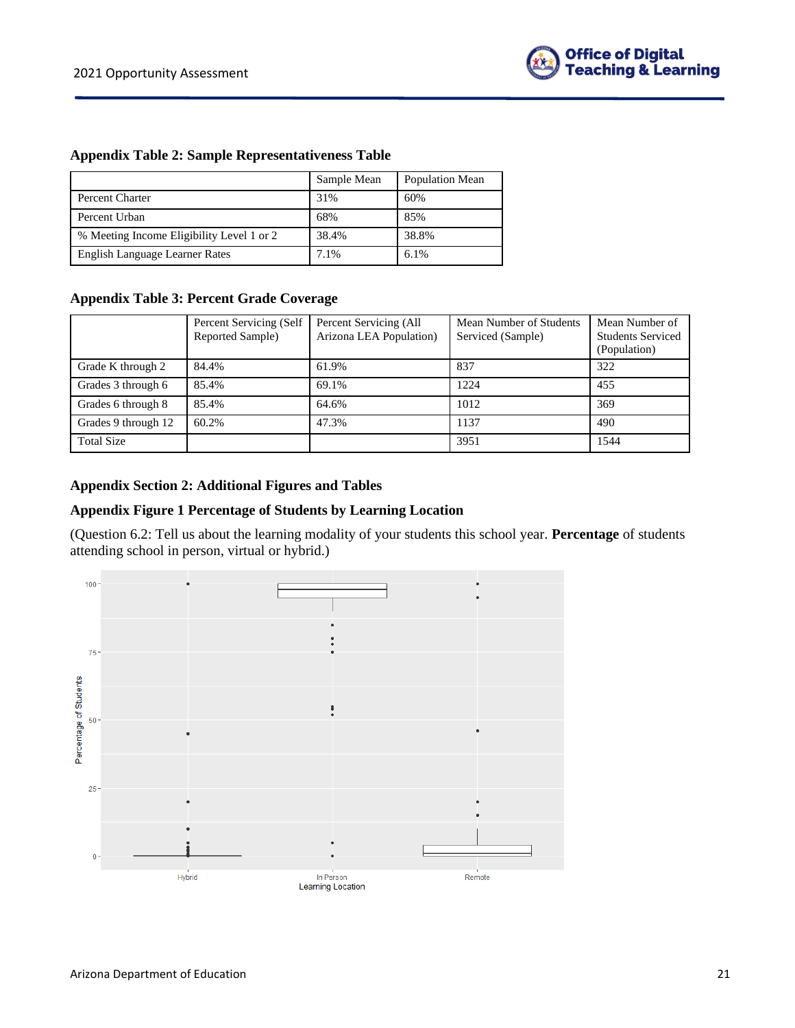**Appendix Table 2: Sample Representativeness Table**

| | Sample Mean | Population Mean |
|---|---|---|
| Percent Charter | 31% | 60% |
| Percent Urban | 68% | 85% |
| % Meeting Income Eligibility Level 1 or 2 | 38.4% | 38.8% |
| English Language Learner Rates | 7.1% | 6.1% |

**Appendix Table 3: Percent Grade Coverage**

| | Percent Servicing (Self Reported Sample) | Percent Servicing (All Arizona LEA Population) | Mean Number of Students Serviced (Sample) | Mean Number of Students Serviced (Population) |
|---|---|---|---|---|
| Grade K through 2 | 84.4% | 61.9% | 837 | 322 |
| Grades 3 through 6 | 85.4% | 69.1% | 1224 | 455 |
| Grades 6 through 8 | 85.4% | 64.6% | 1012 | 369 |
| Grades 9 through 12 | 60.2% | 47.3% | 1137 | 490 |
| Total Size | | | 3951 | 1544 |

**Appendix Section 2: Additional Figures and Tables**

**Appendix Figure 1 Percentage of Students by Learning Location**

(Question 6.2: Tell us about the learning modality of your students this school year. **Percentage** of students attending school in person, virtual or hybrid.)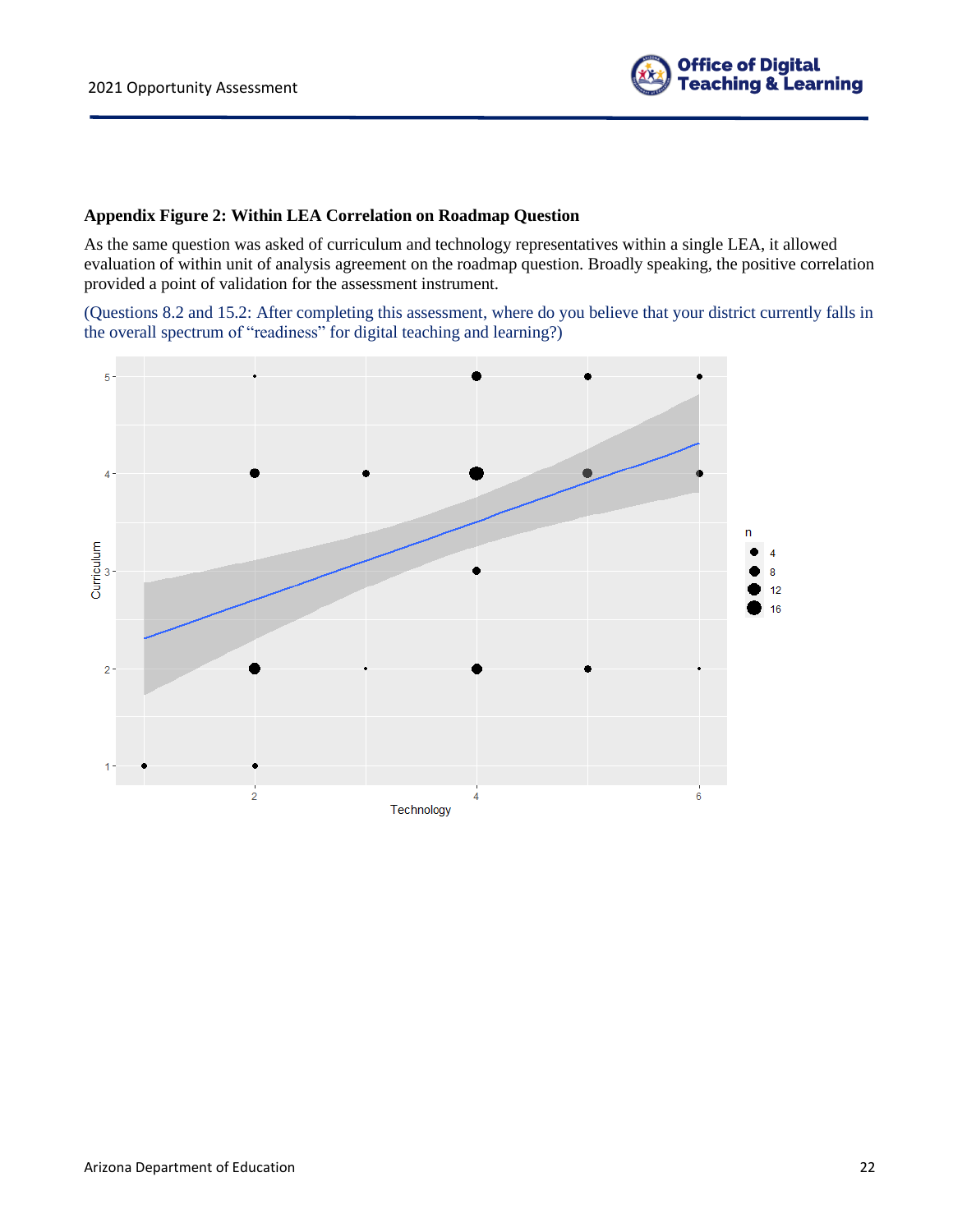**Appendix Figure 2: Within LEA Correlation on Roadmap Question**

As the same question was asked of curriculum and technology representatives within a single LEA, it allowed evaluation of within unit of analysis agreement on the roadmap question. Broadly speaking, the positive correlation provided a point of validation for the assessment instrument.

(Questions 8.2 and 15.2: After completing this assessment, where do you believe that your district currently falls in the overall spectrum of "readiness" for digital teaching and learning?)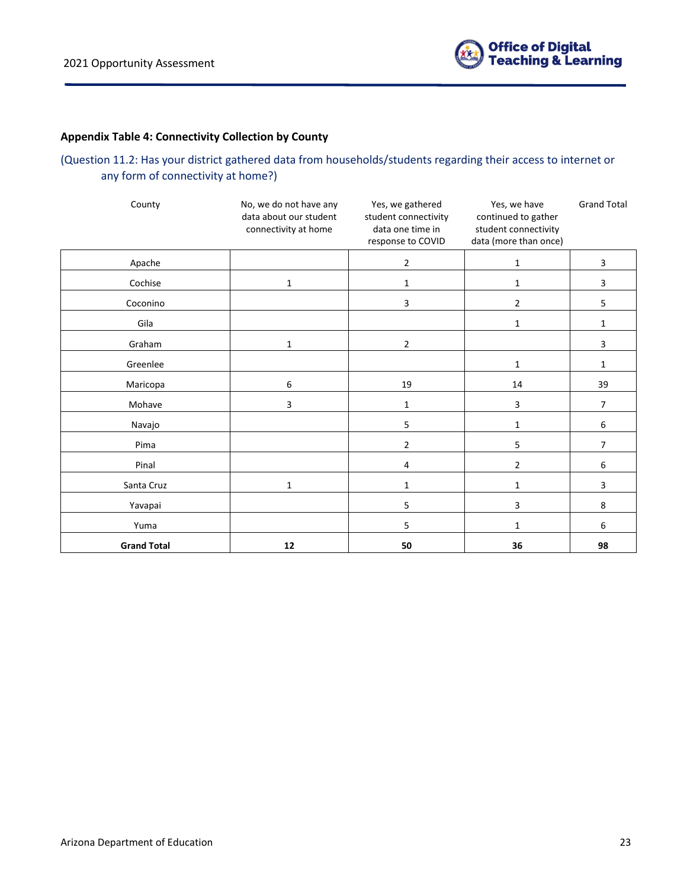### Appendix Table 4: Connectivity Collection by County

(Question 11.2: Has your district gathered data from households/students regarding their access to internet or any form of connectivity at home?)

| County | No, we do not have any data about our student connectivity at home | Yes, we gathered student connectivity data one time in response to COVID | Yes, we have continued to gather student connectivity data (more than once) | Grand Total |
|---|---|---|---|---|
| Apache | | 2 | 1 | 3 |
| Cochise | 1 | 1 | 1 | 3 |
| Coconino | | 3 | 2 | 5 |
| Gila | | | 1 | 1 |
| Graham | 1 | 2 | | 3 |
| Greenlee | | | 1 | 1 |
| Maricopa | 6 | 19 | 14 | 39 |
| Mohave | 3 | 1 | 3 | 7 |
| Navajo | | 5 | 1 | 6 |
| Pima | | 2 | 5 | 7 |
| Pinal | | 4 | 2 | 6 |
| Santa Cruz | 1 | 1 | 1 | 3 |
| Yavapai | | 5 | 3 | 8 |
| Yuma | | 5 | 1 | 6 |
| **Grand Total** | **12** | **50** | **36** | **98** |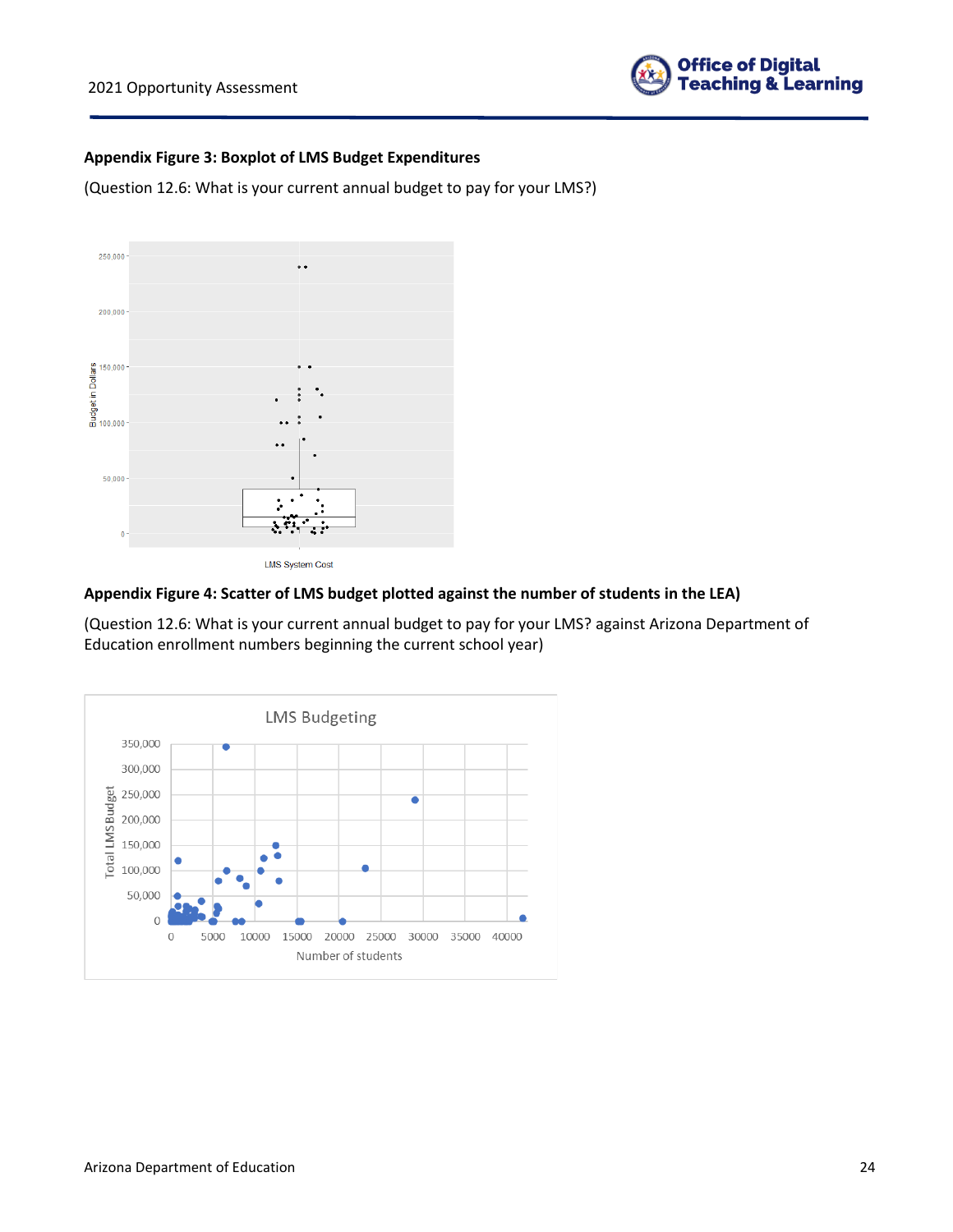**Appendix Figure 3: Boxplot of LMS Budget Expenditures**

(Question 12.6: What is your current annual budget to pay for your LMS?)

**Appendix Figure 4: Scatter of LMS budget plotted against the number of students in the LEA)**

(Question 12.6: What is your current annual budget to pay for your LMS? against Arizona Department of Education enrollment numbers beginning the current school year)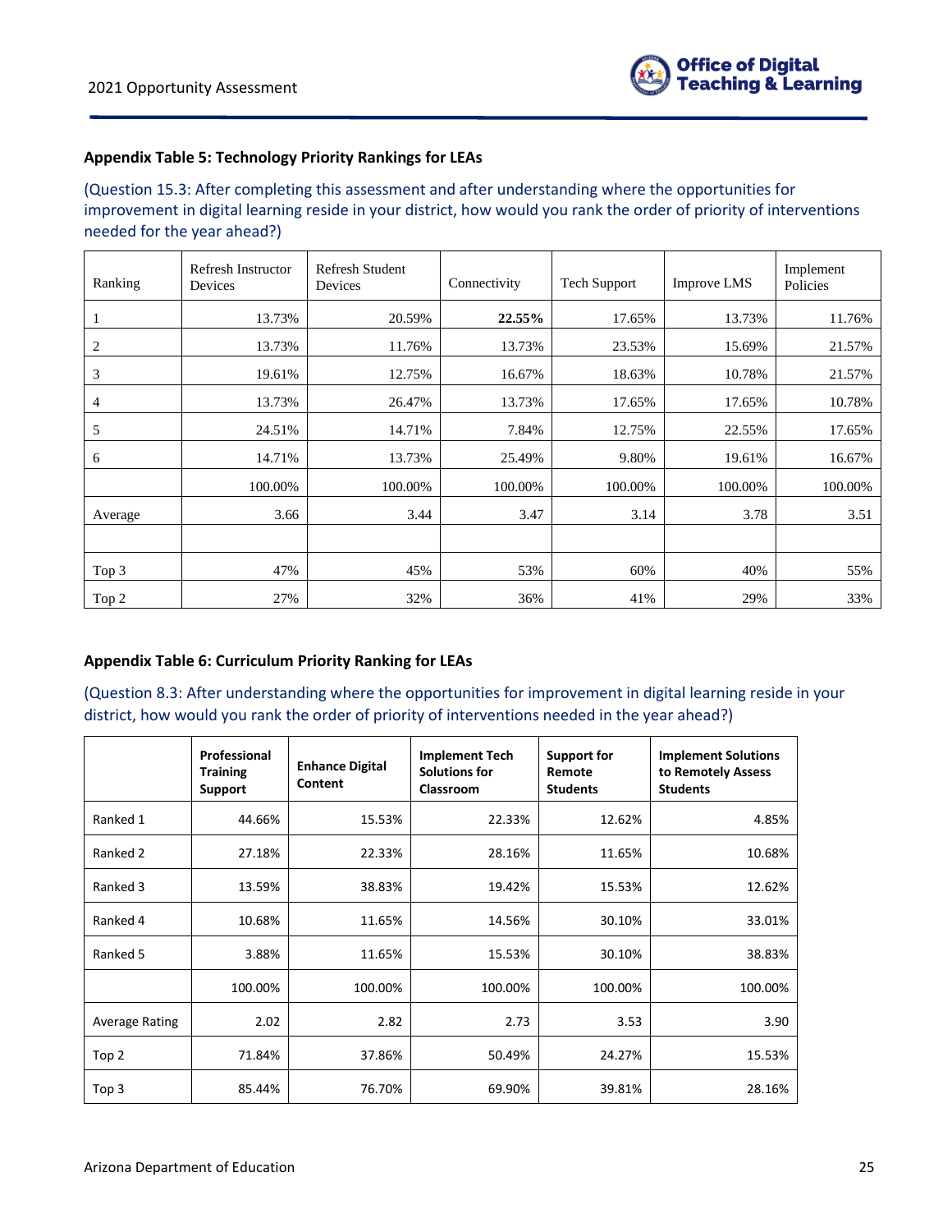**Appendix Table 5: Technology Priority Rankings for LEAs**

(Question 15.3: After completing this assessment and after understanding where the opportunities for improvement in digital learning reside in your district, how would you rank the order of priority of interventions needed for the year ahead?)

| Ranking | Refresh Instructor Devices | Refresh Student Devices | Connectivity | Tech Support | Improve LMS | Implement Policies |
|---|---|---|---|---|---|---|
| 1 | 13.73% | 20.59% | **22.55%** | 17.65% | 13.73% | 11.76% |
| 2 | 13.73% | 11.76% | 13.73% | 23.53% | 15.69% | 21.57% |
| 3 | 19.61% | 12.75% | 16.67% | 18.63% | 10.78% | 21.57% |
| 4 | 13.73% | 26.47% | 13.73% | 17.65% | 17.65% | 10.78% |
| 5 | 24.51% | 14.71% | 7.84% | 12.75% | 22.55% | 17.65% |
| 6 | 14.71% | 13.73% | 25.49% | 9.80% | 19.61% | 16.67% |
| | 100.00% | 100.00% | 100.00% | 100.00% | 100.00% | 100.00% |
| Average | 3.66 | 3.44 | 3.47 | 3.14 | 3.78 | 3.51 |
| | | | | | | |
| Top 3 | 47% | 45% | 53% | 60% | 40% | 55% |
| Top 2 | 27% | 32% | 36% | 41% | 29% | 33% |

**Appendix Table 6: Curriculum Priority Ranking for LEAs**

(Question 8.3: After understanding where the opportunities for improvement in digital learning reside in your district, how would you rank the order of priority of interventions needed in the year ahead?)

| | **Professional Training Support** | **Enhance Digital Content** | **Implement Tech Solutions for Classroom** | **Support for Remote Students** | **Implement Solutions to Remotely Assess Students** |
|---|---|---|---|---|---|
| Ranked 1 | 44.66% | 15.53% | 22.33% | 12.62% | 4.85% |
| Ranked 2 | 27.18% | 22.33% | 28.16% | 11.65% | 10.68% |
| Ranked 3 | 13.59% | 38.83% | 19.42% | 15.53% | 12.62% |
| Ranked 4 | 10.68% | 11.65% | 14.56% | 30.10% | 33.01% |
| Ranked 5 | 3.88% | 11.65% | 15.53% | 30.10% | 38.83% |
| | 100.00% | 100.00% | 100.00% | 100.00% | 100.00% |
| Average Rating | 2.02 | 2.82 | 2.73 | 3.53 | 3.90 |
| Top 2 | 71.84% | 37.86% | 50.49% | 24.27% | 15.53% |
| Top 3 | 85.44% | 76.70% | 69.90% | 39.81% | 28.16% |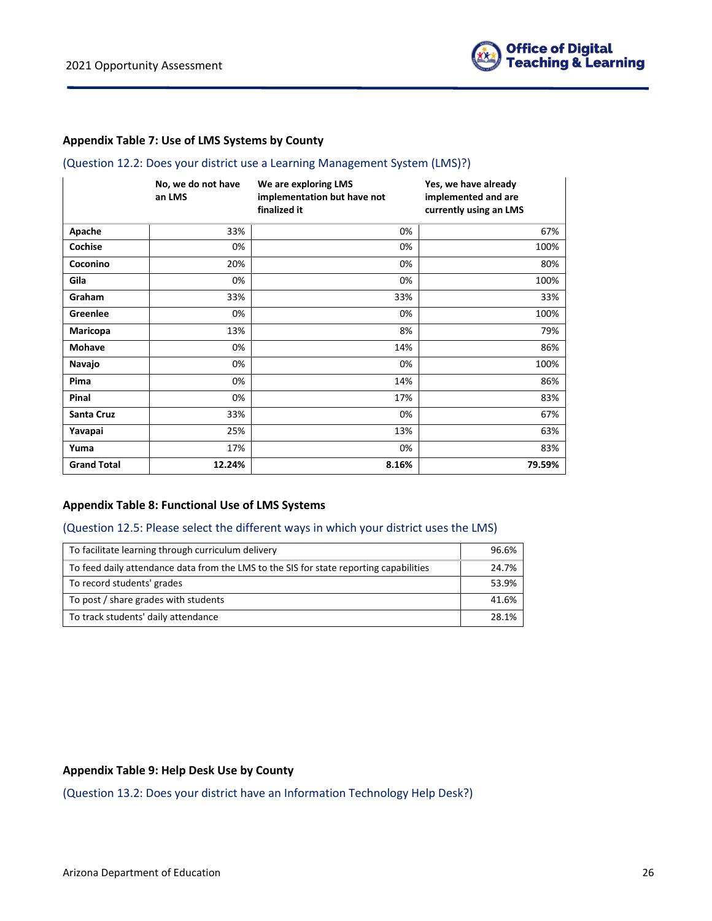### Appendix Table 7: Use of LMS Systems by County

(Question 12.2: Does your district use a Learning Management System (LMS)?)

| | No, we do not have an LMS | We are exploring LMS implementation but have not finalized it | Yes, we have already implemented and are currently using an LMS |
|---|---|---|---|
| **Apache** | 33% | 0% | 67% |
| **Cochise** | 0% | 0% | 100% |
| **Coconino** | 20% | 0% | 80% |
| **Gila** | 0% | 0% | 100% |
| **Graham** | 33% | 33% | 33% |
| **Greenlee** | 0% | 0% | 100% |
| **Maricopa** | 13% | 8% | 79% |
| **Mohave** | 0% | 14% | 86% |
| **Navajo** | 0% | 0% | 100% |
| **Pima** | 0% | 14% | 86% |
| **Pinal** | 0% | 17% | 83% |
| **Santa Cruz** | 33% | 0% | 67% |
| **Yavapai** | 25% | 13% | 63% |
| **Yuma** | 17% | 0% | 83% |
| **Grand Total** | **12.24%** | **8.16%** | **79.59%** |

### Appendix Table 8: Functional Use of LMS Systems

(Question 12.5: Please select the different ways in which your district uses the LMS)

| | |
|---|---|
| To facilitate learning through curriculum delivery | 96.6% |
| To feed daily attendance data from the LMS to the SIS for state reporting capabilities | 24.7% |
| To record students' grades | 53.9% |
| To post / share grades with students | 41.6% |
| To track students' daily attendance | 28.1% |

### Appendix Table 9: Help Desk Use by County

(Question 13.2: Does your district have an Information Technology Help Desk?)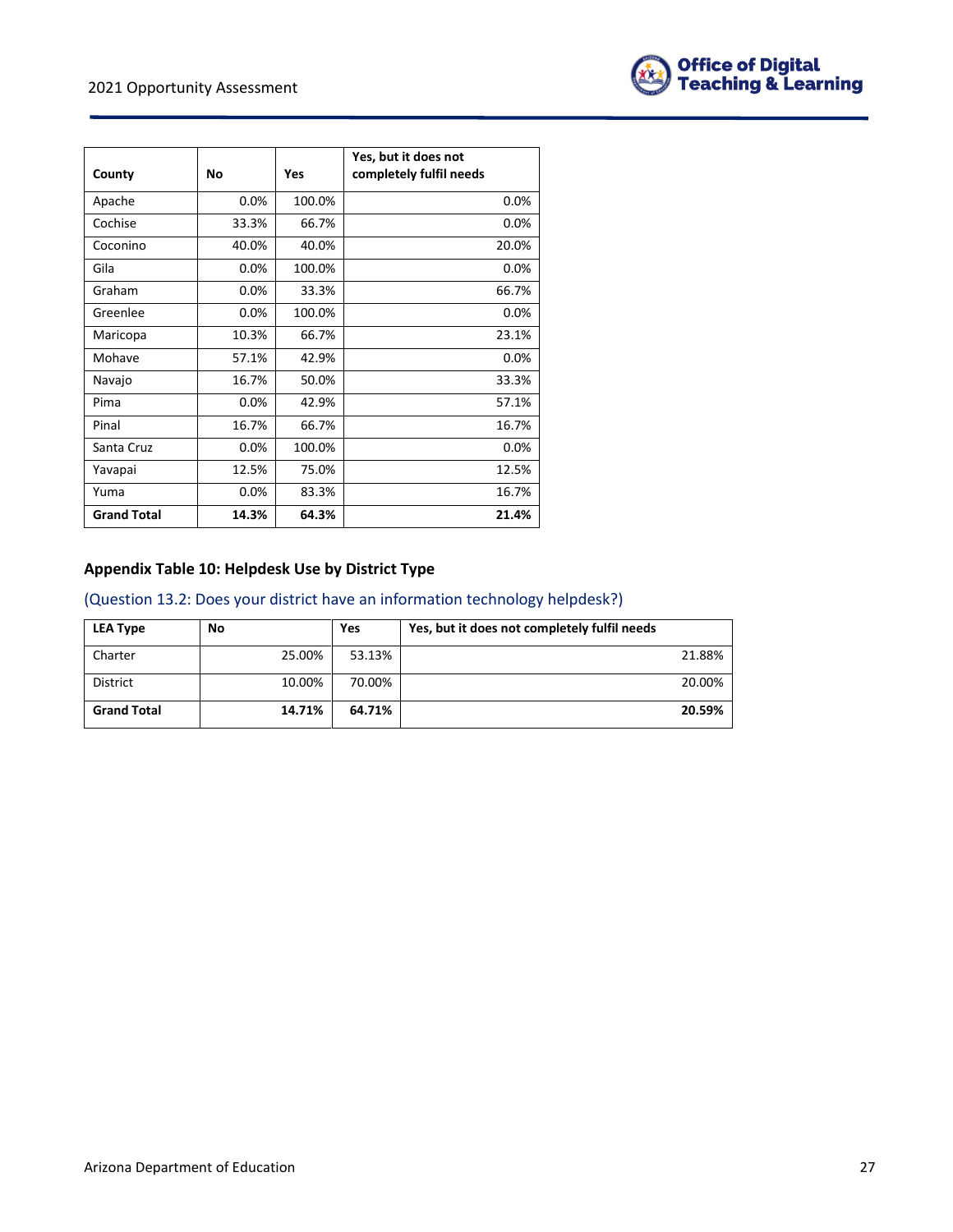| County | No | Yes | Yes, but it does not completely fulfil needs |
|---|---|---|---|
| Apache | 0.0% | 100.0% | 0.0% |
| Cochise | 33.3% | 66.7% | 0.0% |
| Coconino | 40.0% | 40.0% | 20.0% |
| Gila | 0.0% | 100.0% | 0.0% |
| Graham | 0.0% | 33.3% | 66.7% |
| Greenlee | 0.0% | 100.0% | 0.0% |
| Maricopa | 10.3% | 66.7% | 23.1% |
| Mohave | 57.1% | 42.9% | 0.0% |
| Navajo | 16.7% | 50.0% | 33.3% |
| Pima | 0.0% | 42.9% | 57.1% |
| Pinal | 16.7% | 66.7% | 16.7% |
| Santa Cruz | 0.0% | 100.0% | 0.0% |
| Yavapai | 12.5% | 75.0% | 12.5% |
| Yuma | 0.0% | 83.3% | 16.7% |
| **Grand Total** | **14.3%** | **64.3%** | **21.4%** |

### Appendix Table 10: Helpdesk Use by District Type

(Question 13.2: Does your district have an information technology helpdesk?)

| LEA Type | No | Yes | Yes, but it does not completely fulfil needs |
|---|---|---|---|
| Charter | 25.00% | 53.13% | 21.88% |
| District | 10.00% | 70.00% | 20.00% |
| **Grand Total** | **14.71%** | **64.71%** | **20.59%** |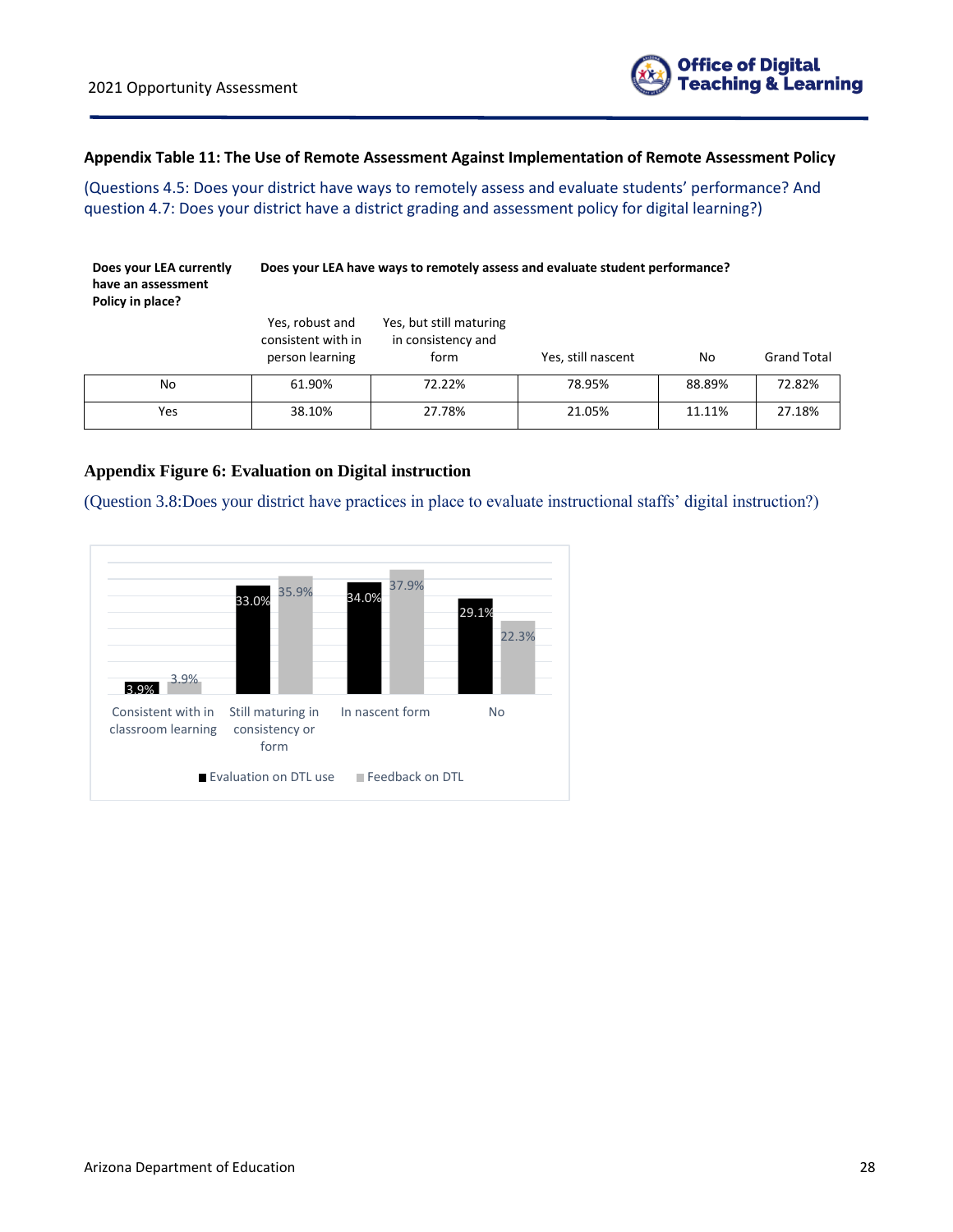**Appendix Table 11: The Use of Remote Assessment Against Implementation of Remote Assessment Policy**

(Questions 4.5: Does your district have ways to remotely assess and evaluate students' performance? And question 4.7: Does your district have a district grading and assessment policy for digital learning?)

| Does your LEA currently have an assessment Policy in place? | Does your LEA have ways to remotely assess and evaluate student performance? | | | | |
|---|---|---|---|---|---|
| | Yes, robust and consistent with in person learning | Yes, but still maturing in consistency and form | Yes, still nascent | No | Grand Total |
| No | 61.90% | 72.22% | 78.95% | 88.89% | 72.82% |
| Yes | 38.10% | 27.78% | 21.05% | 11.11% | 27.18% |

**Appendix Figure 6: Evaluation on Digital instruction**

(Question 3.8:Does your district have practices in place to evaluate instructional staffs' digital instruction?)

| | Evaluation on DTL use | Feedback on DTL |
|---|---|---|
| Consistent with in classroom learning | 3.9% | 3.9% |
| Still maturing in consistency or form | 33.0% | 35.9% |
| In nascent form | 34.0% | 37.9% |
| No | 29.1% | 22.3% |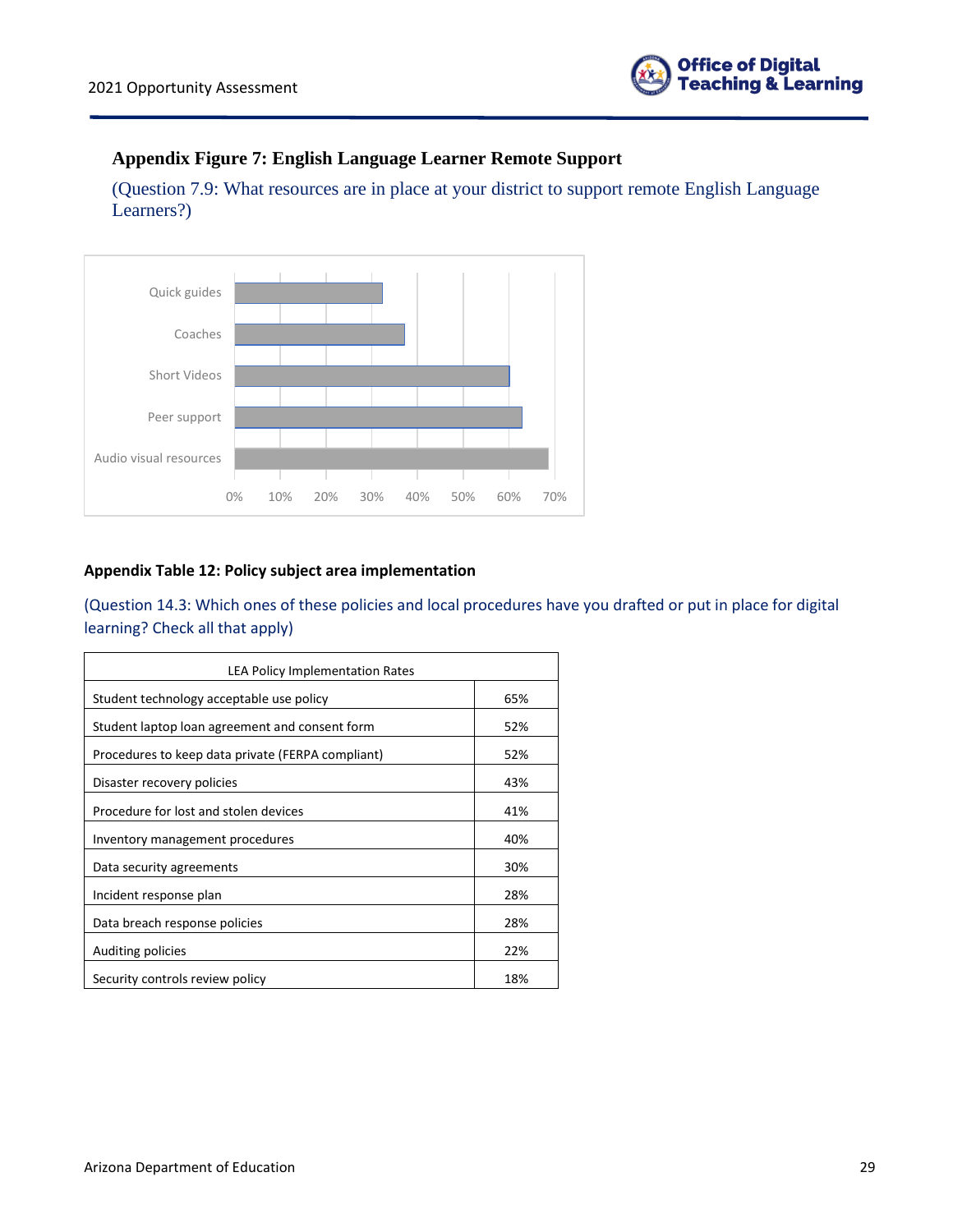### Appendix Figure 7: English Language Learner Remote Support

(Question 7.9: What resources are in place at your district to support remote English Language Learners?)

Quick guides
Coaches
Short Videos
Peer support
Audio visual resources

0% 10% 20% 30% 40% 50% 60% 70%

**Appendix Table 12: Policy subject area implementation**

(Question 14.3: Which ones of these policies and local procedures have you drafted or put in place for digital learning? Check all that apply)

| LEA Policy Implementation Rates | |
|---|---|
| Student technology acceptable use policy | 65% |
| Student laptop loan agreement and consent form | 52% |
| Procedures to keep data private (FERPA compliant) | 52% |
| Disaster recovery policies | 43% |
| Procedure for lost and stolen devices | 41% |
| Inventory management procedures | 40% |
| Data security agreements | 30% |
| Incident response plan | 28% |
| Data breach response policies | 28% |
| Auditing policies | 22% |
| Security controls review policy | 18% |